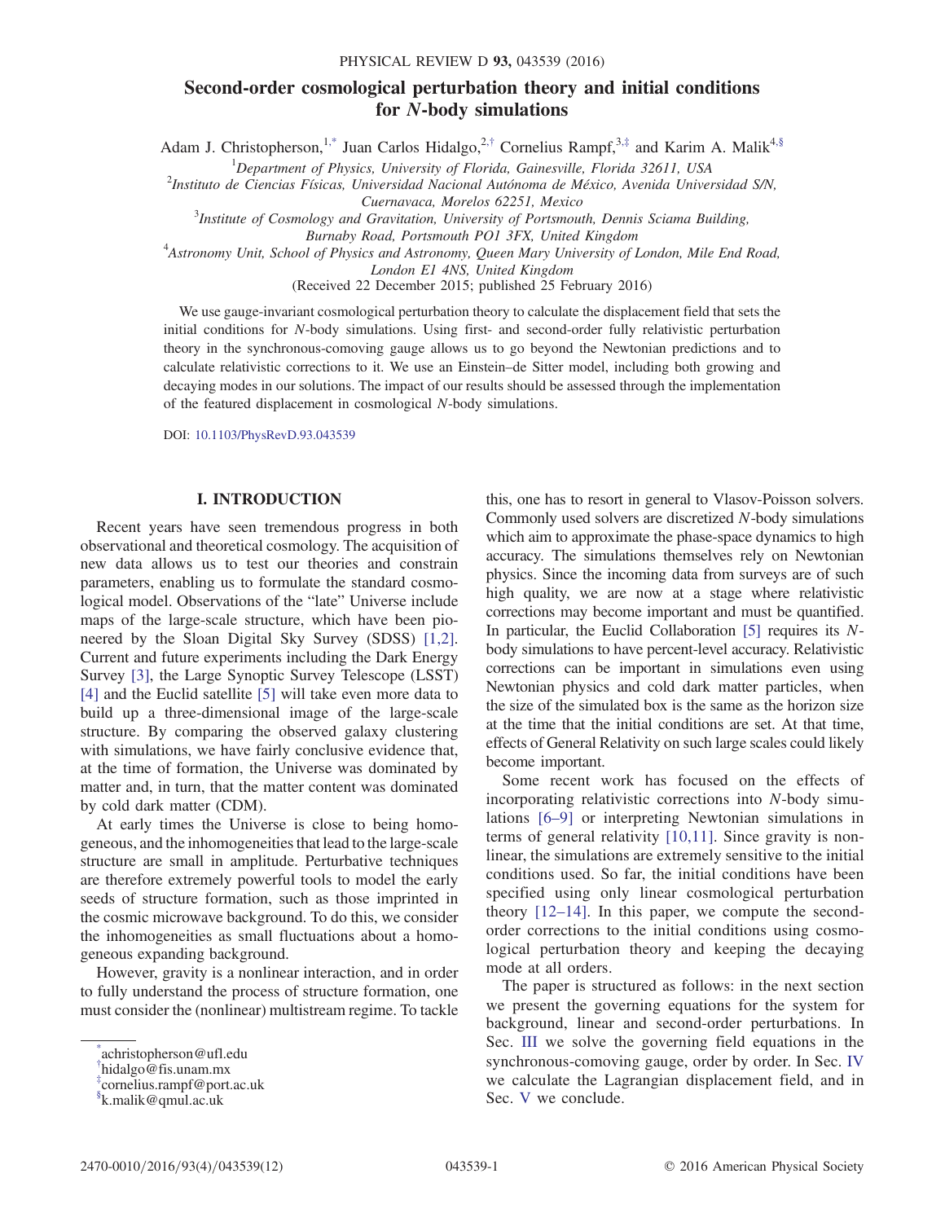# Second-order cosmological perturbation theory and initial conditions for $N$-body simulations

Adam J. Christopherson,[1,*] Juan Carlos Hidalgo,[2,†] Cornelius Rampf,[3,‡] and Karim A. Malik[4,§]

[1]Department of Physics, University of Florida, Gainesville, Florida 32611, USA

[2]Instituto de Ciencias Físicas, Universidad Nacional Autónoma de México, Avenida Universidad S/N, Cuernavaca, Morelos 62251, Mexico

[3]Institute of Cosmology and Gravitation, University of Portsmouth, Dennis Sciama Building, Burnaby Road, Portsmouth PO1 3FX, United Kingdom

[4]Astronomy Unit, School of Physics and Astronomy, Queen Mary University of London, Mile End Road, London E1 4NS, United Kingdom

(Received 22 December 2015; published 25 February 2016)

We use gauge-invariant cosmological perturbation theory to calculate the displacement field that sets the initial conditions for $N$-body simulations. Using first- and second-order fully relativistic perturbation theory in the synchronous-comoving gauge allows us to go beyond the Newtonian predictions and to calculate relativistic corrections to it. We use an Einstein–de Sitter model, including both growing and decaying modes in our solutions. The impact of our results should be assessed through the implementation of the featured displacement in cosmological $N$-body simulations.

DOI: 10.1103/PhysRevD.93.043539

## I. INTRODUCTION

Recent years have seen tremendous progress in both observational and theoretical cosmology. The acquisition of new data allows us to test our theories and constrain parameters, enabling us to formulate the standard cosmological model. Observations of the "late" Universe include maps of the large-scale structure, which have been pioneered by the Sloan Digital Sky Survey (SDSS) [1,2]. Current and future experiments including the Dark Energy Survey [3], the Large Synoptic Survey Telescope (LSST) [4] and the Euclid satellite [5] will take even more data to build up a three-dimensional image of the large-scale structure. By comparing the observed galaxy clustering with simulations, we have fairly conclusive evidence that, at the time of formation, the Universe was dominated by matter and, in turn, that the matter content was dominated by cold dark matter (CDM).

At early times the Universe is close to being homogeneous, and the inhomogeneities that lead to the large-scale structure are small in amplitude. Perturbative techniques are therefore extremely powerful tools to model the early seeds of structure formation, such as those imprinted in the cosmic microwave background. To do this, we consider the inhomogeneities as small fluctuations about a homogeneous expanding background.

However, gravity is a nonlinear interaction, and in order to fully understand the process of structure formation, one must consider the (nonlinear) multistream regime. To tackle this, one has to resort in general to Vlasov-Poisson solvers. Commonly used solvers are discretized $N$-body simulations which aim to approximate the phase-space dynamics to high accuracy. The simulations themselves rely on Newtonian physics. Since the incoming data from surveys are of such high quality, we are now at a stage where relativistic corrections may become important and must be quantified. In particular, the Euclid Collaboration [5] requires its $N$-body simulations to have percent-level accuracy. Relativistic corrections can be important in simulations even using Newtonian physics and cold dark matter particles, when the size of the simulated box is the same as the horizon size at the time that the initial conditions are set. At that time, effects of General Relativity on such large scales could likely become important.

Some recent work has focused on the effects of incorporating relativistic corrections into $N$-body simulations [6–9] or interpreting Newtonian simulations in terms of general relativity [10,11]. Since gravity is nonlinear, the simulations are extremely sensitive to the initial conditions used. So far, the initial conditions have been specified using only linear cosmological perturbation theory [12–14]. In this paper, we compute the second-order corrections to the initial conditions using cosmological perturbation theory and keeping the decaying mode at all orders.

The paper is structured as follows: in the next section we present the governing equations for the system for background, linear and second-order perturbations. In Sec. III we solve the governing field equations in the synchronous-comoving gauge, order by order. In Sec. IV we calculate the Lagrangian displacement field, and in Sec. V we conclude.

*achristopherson@ufl.edu
†hidalgo@fis.unam.mx
‡cornelius.rampf@port.ac.uk
§k.malik@qmul.ac.uk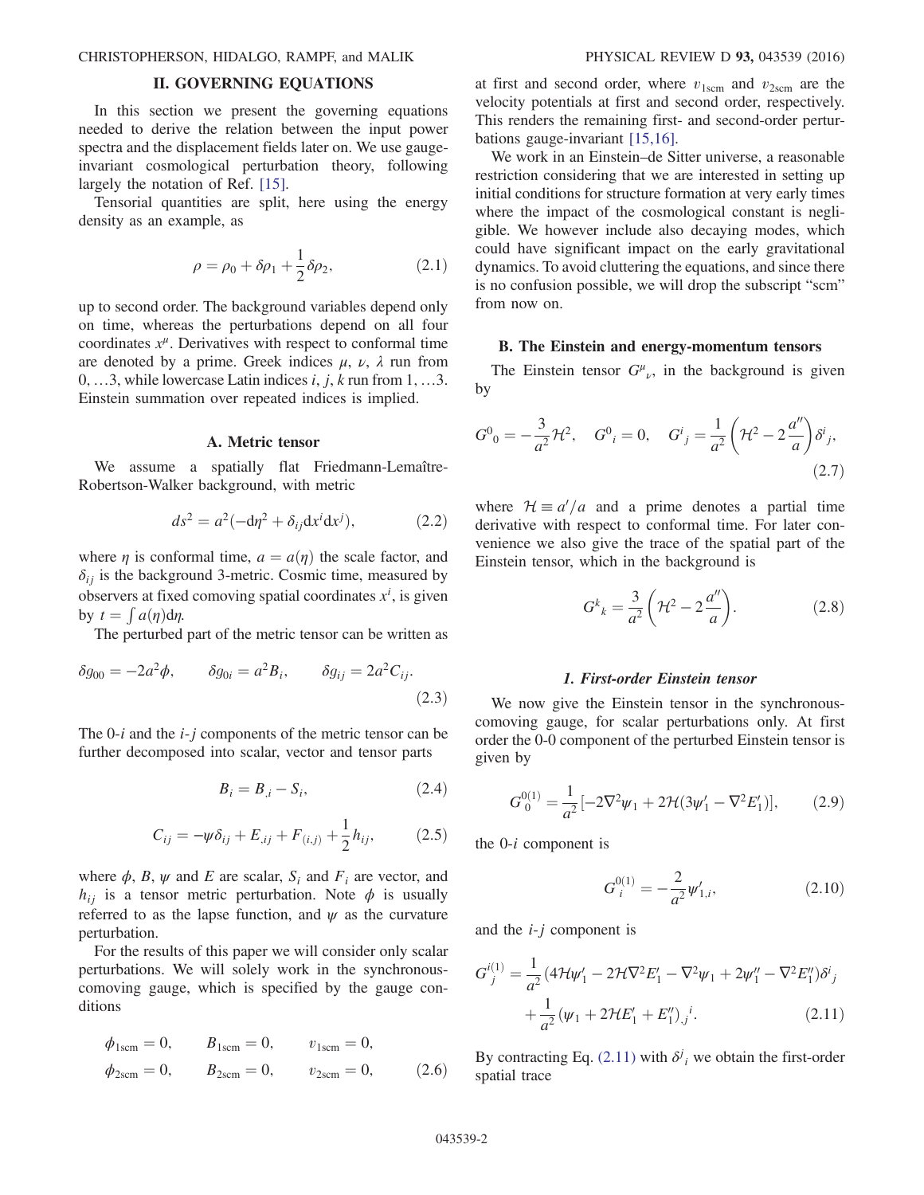## II. GOVERNING EQUATIONS

In this section we present the governing equations needed to derive the relation between the input power spectra and the displacement fields later on. We use gauge-invariant cosmological perturbation theory, following largely the notation of Ref. [15].

Tensorial quantities are split, here using the energy density as an example, as

$$\rho = \rho_0 + \delta\rho_1 + \frac{1}{2}\delta\rho_2, \tag{2.1}$$

up to second order. The background variables depend only on time, whereas the perturbations depend on all four coordinates $x^\mu$. Derivatives with respect to conformal time are denoted by a prime. Greek indices $\mu$, $\nu$, $\lambda$ run from $0, \ldots 3$, while lowercase Latin indices $i$, $j$, $k$ run from $1, \ldots 3$. Einstein summation over repeated indices is implied.

### A. Metric tensor

We assume a spatially flat Friedmann-Lemaître-Robertson-Walker background, with metric

$$ds^2 = a^2(-\mathrm{d}\eta^2 + \delta_{ij}\mathrm{d}x^i\mathrm{d}x^j), \tag{2.2}$$

where $\eta$ is conformal time, $a = a(\eta)$ the scale factor, and $\delta_{ij}$ is the background 3-metric. Cosmic time, measured by observers at fixed comoving spatial coordinates $x^i$, is given by $t = \int a(\eta)\mathrm{d}\eta$.

The perturbed part of the metric tensor can be written as

$$\delta g_{00} = -2a^2\phi, \qquad \delta g_{0i} = a^2 B_i, \qquad \delta g_{ij} = 2a^2 C_{ij}. \tag{2.3}$$

The 0-$i$ and the $i$-$j$ components of the metric tensor can be further decomposed into scalar, vector and tensor parts

$$B_i = B_{,i} - S_i, \tag{2.4}$$

$$C_{ij} = -\psi\delta_{ij} + E_{,ij} + F_{(i,j)} + \frac{1}{2}h_{ij}, \tag{2.5}$$

where $\phi$, $B$, $\psi$ and $E$ are scalar, $S_i$ and $F_i$ are vector, and $h_{ij}$ is a tensor metric perturbation. Note $\phi$ is usually referred to as the lapse function, and $\psi$ as the curvature perturbation.

For the results of this paper we will consider only scalar perturbations. We will solely work in the synchronous-comoving gauge, which is specified by the gauge conditions

$$\begin{aligned} \phi_{1\mathrm{scm}} &= 0, \qquad B_{1\mathrm{scm}} = 0, \qquad v_{1\mathrm{scm}} = 0, \\ \phi_{2\mathrm{scm}} &= 0, \qquad B_{2\mathrm{scm}} = 0, \qquad v_{2\mathrm{scm}} = 0, \end{aligned} \tag{2.6}$$

at first and second order, where $v_{1\mathrm{scm}}$ and $v_{2\mathrm{scm}}$ are the velocity potentials at first and second order, respectively. This renders the remaining first- and second-order perturbations gauge-invariant [15,16].

We work in an Einstein–de Sitter universe, a reasonable restriction considering that we are interested in setting up initial conditions for structure formation at very early times where the impact of the cosmological constant is negligible. We however include also decaying modes, which could have significant impact on the early gravitational dynamics. To avoid cluttering the equations, and since there is no confusion possible, we will drop the subscript "scm" from now on.

### B. The Einstein and energy-momentum tensors

The Einstein tensor $G^\mu{}_\nu$, in the background is given by

$$G^0{}_0 = -\frac{3}{a^2}\mathcal{H}^2, \quad G^0{}_i = 0, \quad G^i{}_j = \frac{1}{a^2}\left(\mathcal{H}^2 - 2\frac{a''}{a}\right)\delta^i{}_j, \tag{2.7}$$

where $\mathcal{H} \equiv a'/a$ and a prime denotes a partial time derivative with respect to conformal time. For later convenience we also give the trace of the spatial part of the Einstein tensor, which in the background is

$$G^k{}_k = \frac{3}{a^2}\left(\mathcal{H}^2 - 2\frac{a''}{a}\right). \tag{2.8}$$

#### 1. First-order Einstein tensor

We now give the Einstein tensor in the synchronous-comoving gauge, for scalar perturbations only. At first order the 0-0 component of the perturbed Einstein tensor is given by

$$G^{0(1)}_0 = \frac{1}{a^2}[-2\nabla^2\psi_1 + 2\mathcal{H}(3\psi_1' - \nabla^2 E_1')], \tag{2.9}$$

the 0-$i$ component is

$$G^{0(1)}_i = -\frac{2}{a^2}\psi'_{1,i}, \tag{2.10}$$

and the $i$-$j$ component is

$$\begin{aligned} G^{i(1)}_j = &\frac{1}{a^2}(4\mathcal{H}\psi_1' - 2\mathcal{H}\nabla^2 E_1' - \nabla^2\psi_1 + 2\psi_1'' - \nabla^2 E_1'')\delta^i{}_j \\ &+ \frac{1}{a^2}(\psi_1 + 2\mathcal{H}E_1' + E_1'')_{,j}{}^i. \end{aligned} \tag{2.11}$$

By contracting Eq. (2.11) with $\delta^j{}_i$ we obtain the first-order spatial trace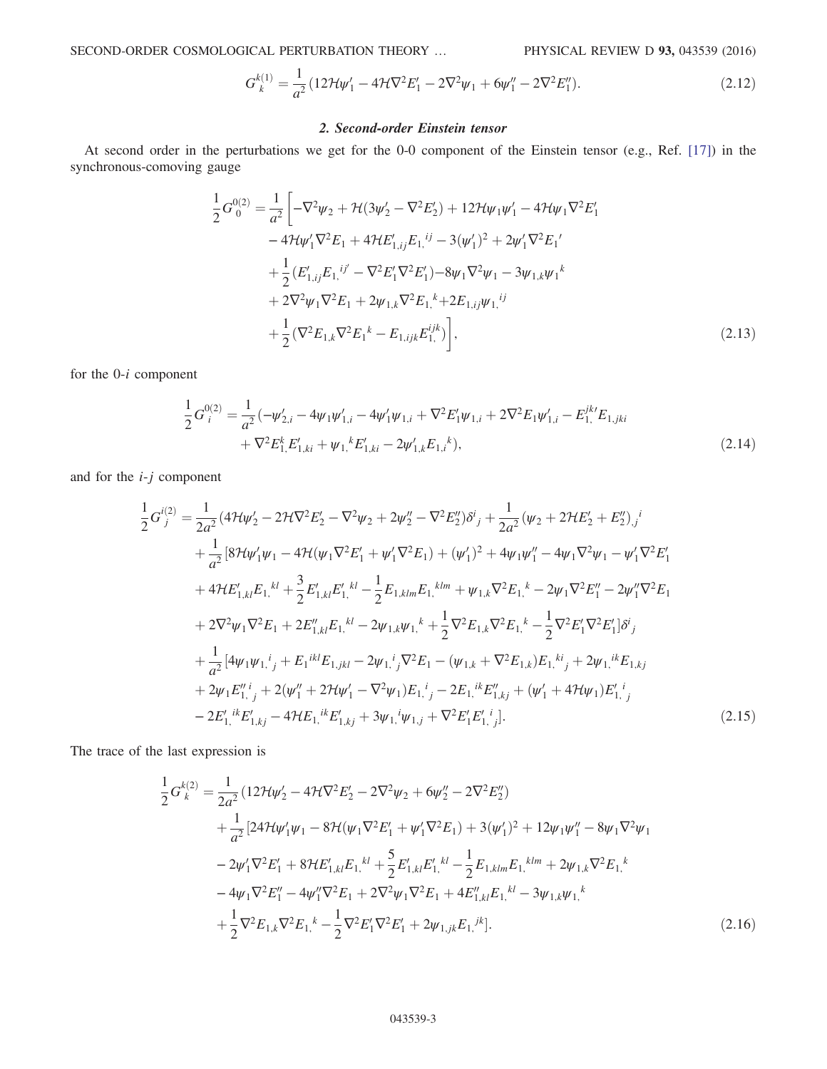$$
G^{k(1)}_{k} = \frac{1}{a^2}(12\mathcal{H}\psi_1' - 4\mathcal{H}\nabla^2 E_1' - 2\nabla^2\psi_1 + 6\psi_1'' - 2\nabla^2 E_1''). \tag{2.12}
$$

### 2. Second-order Einstein tensor

At second order in the perturbations we get for the 0-0 component of the Einstein tensor (e.g., Ref. [17]) in the synchronous-comoving gauge

$$
\begin{aligned}
\frac{1}{2}G^{0(2)}_{0} = \frac{1}{a^2}\bigg[&-\nabla^2\psi_2 + \mathcal{H}(3\psi_2' - \nabla^2 E_2') + 12\mathcal{H}\psi_1\psi_1' - 4\mathcal{H}\psi_1\nabla^2 E_1' \\
&- 4\mathcal{H}\psi_1'\nabla^2 E_1 + 4\mathcal{H}E'_{1,ij}E_{1,}{}^{ij} - 3(\psi_1')^2 + 2\psi_1'\nabla^2 E_1{}' \\
&+ \frac{1}{2}(E'_{1,ij}E_{1,}{}^{ij'} - \nabla^2 E_1'\nabla^2 E_1') - 8\psi_1\nabla^2\psi_1 - 3\psi_{1,k}\psi_1{}^{,k} \\
&+ 2\nabla^2\psi_1\nabla^2 E_1 + 2\psi_{1,k}\nabla^2 E_{1,}{}^{k} + 2E_{1,ij}\psi_{1,}{}^{ij} \\
&+ \frac{1}{2}(\nabla^2 E_{1,k}\nabla^2 E_1{}^{k} - E_{1,ijk}E_{1,}^{ijk})\bigg],
\end{aligned} \tag{2.13}
$$

for the 0-$i$ component

$$
\begin{aligned}
\frac{1}{2}G^{0(2)}_{i} = \frac{1}{a^2}(&-\psi'_{2,i} - 4\psi_1\psi'_{1,i} - 4\psi_1'\psi_{1,i} + \nabla^2 E_1'\psi_{1,i} + 2\nabla^2 E_1\psi'_{1,i} - E_{1,}^{jk\prime}E_{1,jki} \\
&+ \nabla^2 E^{k}_{1,}E'_{1,ki} + \psi_{1,}{}^{k}E'_{1,ki} - 2\psi'_{1,k}E_{1,i}{}^{k}),
\end{aligned} \tag{2.14}
$$

and for the $i$-$j$ component

$$
\begin{aligned}
\frac{1}{2}G^{i(2)}_{j} = {}&\frac{1}{2a^2}(4\mathcal{H}\psi_2' - 2\mathcal{H}\nabla^2 E_2' - \nabla^2\psi_2 + 2\psi_2'' - \nabla^2 E_2'')\delta^i{}_j + \frac{1}{2a^2}(\psi_2 + 2\mathcal{H}E_2' + E_2'')_{,j}{}^{i} \\
&+ \frac{1}{a^2}[8\mathcal{H}\psi_1'\psi_1 - 4\mathcal{H}(\psi_1\nabla^2 E_1' + \psi_1'\nabla^2 E_1) + (\psi_1')^2 + 4\psi_1\psi_1'' - 4\psi_1\nabla^2\psi_1 - \psi_1'\nabla^2 E_1' \\
&+ 4\mathcal{H}E'_{1,kl}E_{1,}{}^{kl} + \frac{3}{2}E'_{1,kl}E'_{1,}{}^{kl} - \frac{1}{2}E_{1,klm}E_{1,}{}^{klm} + \psi_{1,k}\nabla^2 E_{1,}{}^{k} - 2\psi_1\nabla^2 E_1'' - 2\psi_1''\nabla^2 E_1 \\
&+ 2\nabla^2\psi_1\nabla^2 E_1 + 2E''_{1,kl}E_{1,}{}^{kl} - 2\psi_{1,k}\psi_{1,}{}^{k} + \frac{1}{2}\nabla^2 E_{1,k}\nabla^2 E_{1,}{}^{k} - \frac{1}{2}\nabla^2 E_1'\nabla^2 E_1']\delta^i{}_j \\
&+ \frac{1}{a^2}[4\psi_1\psi_{1,}{}^{i}{}_{j} + E_1{}^{ikl}E_{1,jkl} - 2\psi_{1,}{}^{i}{}_{j}\nabla^2 E_1 - (\psi_{1,k} + \nabla^2 E_{1,k})E_{1,}{}^{ki}{}_{j} + 2\psi_{1,}{}^{ik}E_{1,kj} \\
&+ 2\psi_1 E''_{1,}{}^{i}{}_{j} + 2(\psi_1'' + 2\mathcal{H}\psi_1' - \nabla^2\psi_1)E_{1,}{}^{i}{}_{j} - 2E_{1,}{}^{ik}E''_{1,kj} + (\psi_1' + 4\mathcal{H}\psi_1)E'_{1,}{}^{i}{}_{j} \\
&- 2E'_{1,}{}^{ik}E'_{1,kj} - 4\mathcal{H}E_{1,}{}^{ik}E'_{1,kj} + 3\psi_{1,}{}^{i}\psi_{1,j} + \nabla^2 E_1' E'_{1,}{}^{i}{}_{j}].
\end{aligned} \tag{2.15}
$$

The trace of the last expression is

$$
\begin{aligned}
\frac{1}{2}G^{k(2)}_{k} = {}&\frac{1}{2a^2}(12\mathcal{H}\psi_2' - 4\mathcal{H}\nabla^2 E_2' - 2\nabla^2\psi_2 + 6\psi_2'' - 2\nabla^2 E_2'') \\
&+ \frac{1}{a^2}[24\mathcal{H}\psi_1'\psi_1 - 8\mathcal{H}(\psi_1\nabla^2 E_1' + \psi_1'\nabla^2 E_1) + 3(\psi_1')^2 + 12\psi_1\psi_1'' - 8\psi_1\nabla^2\psi_1 \\
&- 2\psi_1'\nabla^2 E_1' + 8\mathcal{H}E'_{1,kl}E_{1,}{}^{kl} + \frac{5}{2}E'_{1,kl}E'_{1,}{}^{kl} - \frac{1}{2}E_{1,klm}E_{1,}{}^{klm} + 2\psi_{1,k}\nabla^2 E_{1,}{}^{k} \\
&- 4\psi_1\nabla^2 E_1'' - 4\psi_1''\nabla^2 E_1 + 2\nabla^2\psi_1\nabla^2 E_1 + 4E''_{1,kl}E_{1,}{}^{kl} - 3\psi_{1,k}\psi_{1,}{}^{k} \\
&+ \frac{1}{2}\nabla^2 E_{1,k}\nabla^2 E_{1,}{}^{k} - \frac{1}{2}\nabla^2 E_1'\nabla^2 E_1' + 2\psi_{1,jk}E_{1,}{}^{jk}].
\end{aligned} \tag{2.16}
$$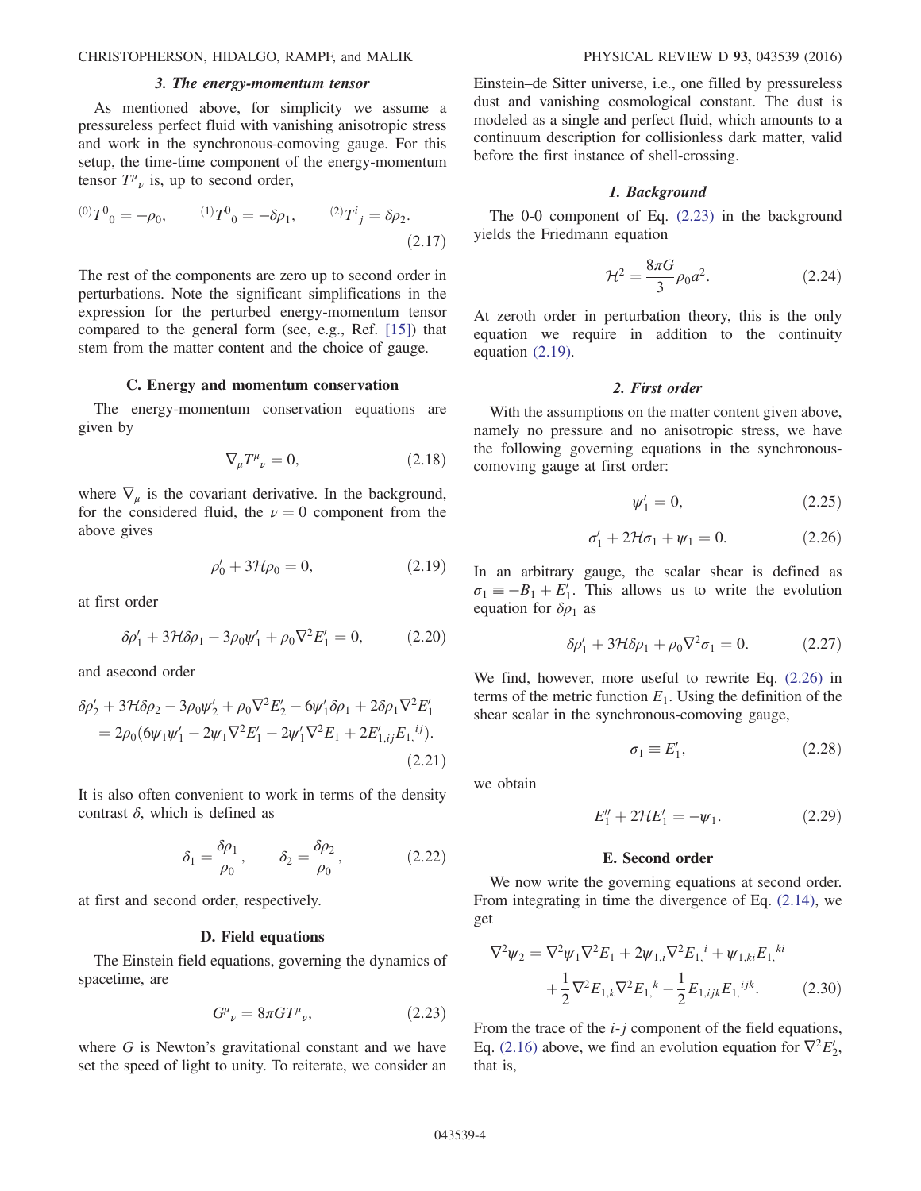### 3. The energy-momentum tensor

As mentioned above, for simplicity we assume a pressureless perfect fluid with vanishing anisotropic stress and work in the synchronous-comoving gauge. For this setup, the time-time component of the energy-momentum tensor $T^\mu{}_\nu$ is, up to second order,

$$ {}^{(0)}T^0{}_0 = -\rho_0, \qquad {}^{(1)}T^0{}_0 = -\delta\rho_1, \qquad {}^{(2)}T^i{}_j = \delta\rho_2. \tag{2.17} $$

The rest of the components are zero up to second order in perturbations. Note the significant simplifications in the expression for the perturbed energy-momentum tensor compared to the general form (see, e.g., Ref. [15]) that stem from the matter content and the choice of gauge.

## C. Energy and momentum conservation

The energy-momentum conservation equations are given by

$$ \nabla_\mu T^\mu{}_\nu = 0, \tag{2.18} $$

where $\nabla_\mu$ is the covariant derivative. In the background, for the considered fluid, the $\nu = 0$ component from the above gives

$$ \rho_0' + 3\mathcal{H}\rho_0 = 0, \tag{2.19} $$

at first order

$$ \delta\rho_1' + 3\mathcal{H}\delta\rho_1 - 3\rho_0\psi_1' + \rho_0\nabla^2 E_1' = 0, \tag{2.20} $$

and asecond order

$$ \begin{aligned} \delta\rho_2' + 3\mathcal{H}\delta\rho_2 - 3\rho_0\psi_2' + \rho_0\nabla^2 E_2' - 6\psi_1'\delta\rho_1 + 2\delta\rho_1\nabla^2 E_1' \\ = 2\rho_0(6\psi_1\psi_1' - 2\psi_1\nabla^2 E_1' - 2\psi_1'\nabla^2 E_1 + 2E'_{1,ij}E_{1,}{}^{ij}). \end{aligned} \tag{2.21} $$

It is also often convenient to work in terms of the density contrast $\delta$, which is defined as

$$ \delta_1 = \frac{\delta\rho_1}{\rho_0}, \qquad \delta_2 = \frac{\delta\rho_2}{\rho_0}, \tag{2.22} $$

at first and second order, respectively.

## D. Field equations

The Einstein field equations, governing the dynamics of spacetime, are

$$ G^\mu{}_\nu = 8\pi G T^\mu{}_\nu, \tag{2.23} $$

where $G$ is Newton's gravitational constant and we have set the speed of light to unity. To reiterate, we consider an Einstein–de Sitter universe, i.e., one filled by pressureless dust and vanishing cosmological constant. The dust is modeled as a single and perfect fluid, which amounts to a continuum description for collisionless dark matter, valid before the first instance of shell-crossing.

### 1. Background

The 0-0 component of Eq. (2.23) in the background yields the Friedmann equation

$$ \mathcal{H}^2 = \frac{8\pi G}{3}\rho_0 a^2. \tag{2.24} $$

At zeroth order in perturbation theory, this is the only equation we require in addition to the continuity equation (2.19).

### 2. First order

With the assumptions on the matter content given above, namely no pressure and no anisotropic stress, we have the following governing equations in the synchronous-comoving gauge at first order:

$$ \psi_1' = 0, \tag{2.25} $$

$$ \sigma_1' + 2\mathcal{H}\sigma_1 + \psi_1 = 0. \tag{2.26} $$

In an arbitrary gauge, the scalar shear is defined as $\sigma_1 \equiv -B_1 + E_1'$. This allows us to write the evolution equation for $\delta\rho_1$ as

$$ \delta\rho_1' + 3\mathcal{H}\delta\rho_1 + \rho_0\nabla^2\sigma_1 = 0. \tag{2.27} $$

We find, however, more useful to rewrite Eq. (2.26) in terms of the metric function $E_1$. Using the definition of the shear scalar in the synchronous-comoving gauge,

$$ \sigma_1 \equiv E_1', \tag{2.28} $$

we obtain

$$ E_1'' + 2\mathcal{H}E_1' = -\psi_1. \tag{2.29} $$

## E. Second order

We now write the governing equations at second order. From integrating in time the divergence of Eq. (2.14), we get

$$ \begin{aligned} \nabla^2\psi_2 = \nabla^2\psi_1\nabla^2 E_1 + 2\psi_{1,i}\nabla^2 E_{1,}{}^{i} + \psi_{1,ki}E_{1,}{}^{ki} \\ + \frac{1}{2}\nabla^2 E_{1,k}\nabla^2 E_{1,}{}^{k} - \frac{1}{2}E_{1,ijk}E_{1,}{}^{ijk}. \end{aligned} \tag{2.30} $$

From the trace of the $i$-$j$ component of the field equations, Eq. (2.16) above, we find an evolution equation for $\nabla^2 E_2'$, that is,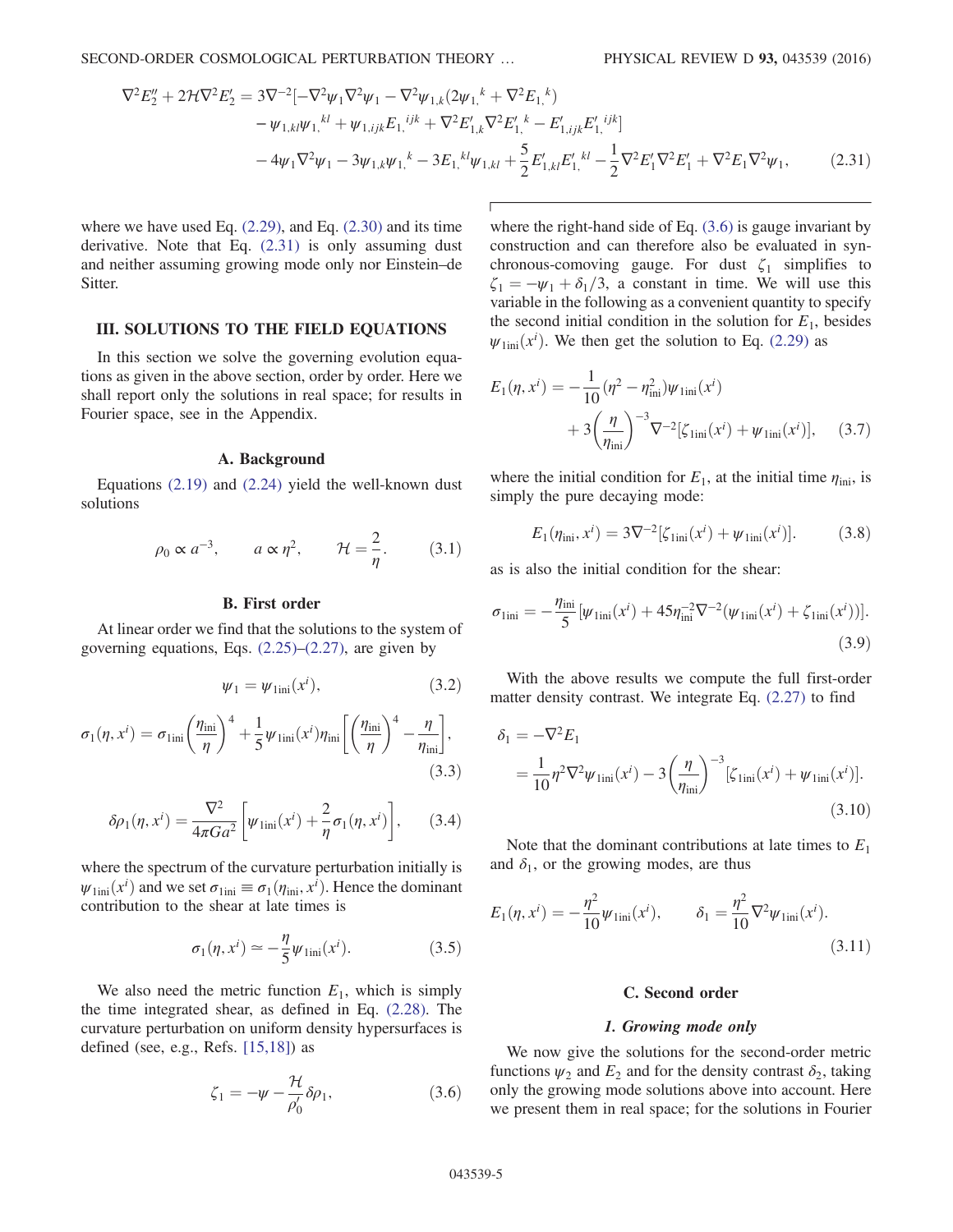$$
\begin{aligned}
\nabla^2 E_2'' + 2\mathcal{H}\nabla^2 E_2' = \; & 3\nabla^{-2}[-\nabla^2\psi_1\nabla^2\psi_1 - \nabla^2\psi_{1,k}(2\psi_{1,}{}^{k} + \nabla^2 E_{1,}{}^{k}) \\
& - \psi_{1,kl}\psi_{1,}{}^{kl} + \psi_{1,ijk}E_{1,}{}^{ijk} + \nabla^2 E'_{1,k}\nabla^2 E'_{1,}{}^{k} - E'_{1,ijk}E'_{1,}{}^{ijk}] \\
& - 4\psi_1\nabla^2\psi_1 - 3\psi_{1,k}\psi_{1,}{}^{k} - 3E_{1,}{}^{kl}\psi_{1,kl} + \frac{5}{2}E'_{1,kl}E'_{1,}{}^{kl} - \frac{1}{2}\nabla^2 E'_1\nabla^2 E'_1 + \nabla^2 E_1\nabla^2\psi_1, \qquad (2.31)
\end{aligned}
$$

where we have used Eq. (2.29), and Eq. (2.30) and its time derivative. Note that Eq. (2.31) is only assuming dust and neither assuming growing mode only nor Einstein–de Sitter.

## III. SOLUTIONS TO THE FIELD EQUATIONS

In this section we solve the governing evolution equations as given in the above section, order by order. Here we shall report only the solutions in real space; for results in Fourier space, see in the Appendix.

### A. Background

Equations (2.19) and (2.24) yield the well-known dust solutions

$$
\rho_0 \propto a^{-3}, \qquad a \propto \eta^2, \qquad \mathcal{H} = \frac{2}{\eta}. \qquad (3.1)
$$

### B. First order

At linear order we find that the solutions to the system of governing equations, Eqs. (2.25)–(2.27), are given by

$$
\psi_1 = \psi_{1\mathrm{ini}}(x^i), \qquad (3.2)
$$

$$
\sigma_1(\eta, x^i) = \sigma_{1\mathrm{ini}}\left(\frac{\eta_{\mathrm{ini}}}{\eta}\right)^4 + \frac{1}{5}\psi_{1\mathrm{ini}}(x^i)\eta_{\mathrm{ini}}\left[\left(\frac{\eta_{\mathrm{ini}}}{\eta}\right)^4 - \frac{\eta}{\eta_{\mathrm{ini}}}\right], \qquad (3.3)
$$

$$
\delta\rho_1(\eta, x^i) = \frac{\nabla^2}{4\pi G a^2}\left[\psi_{1\mathrm{ini}}(x^i) + \frac{2}{\eta}\sigma_1(\eta, x^i)\right], \qquad (3.4)
$$

where the spectrum of the curvature perturbation initially is $\psi_{1\mathrm{ini}}(x^i)$ and we set $\sigma_{1\mathrm{ini}} \equiv \sigma_1(\eta_{\mathrm{ini}}, x^i)$. Hence the dominant contribution to the shear at late times is

$$
\sigma_1(\eta, x^i) \simeq -\frac{\eta}{5}\psi_{1\mathrm{ini}}(x^i). \qquad (3.5)
$$

We also need the metric function $E_1$, which is simply the time integrated shear, as defined in Eq. (2.28). The curvature perturbation on uniform density hypersurfaces is defined (see, e.g., Refs. [15,18]) as

$$
\zeta_1 = -\psi - \frac{\mathcal{H}}{\rho_0'}\delta\rho_1, \qquad (3.6)
$$

where the right-hand side of Eq. (3.6) is gauge invariant by construction and can therefore also be evaluated in synchronous-comoving gauge. For dust $\zeta_1$ simplifies to $\zeta_1 = -\psi_1 + \delta_1/3$, a constant in time. We will use this variable in the following as a convenient quantity to specify the second initial condition in the solution for $E_1$, besides $\psi_{1\mathrm{ini}}(x^i)$. We then get the solution to Eq. (2.29) as

$$
E_1(\eta, x^i) = -\frac{1}{10}(\eta^2 - \eta_{\mathrm{ini}}^2)\psi_{1\mathrm{ini}}(x^i) + 3\left(\frac{\eta}{\eta_{\mathrm{ini}}}\right)^{-3}\nabla^{-2}[\zeta_{1\mathrm{ini}}(x^i) + \psi_{1\mathrm{ini}}(x^i)], \qquad (3.7)
$$

where the initial condition for $E_1$, at the initial time $\eta_{\mathrm{ini}}$, is simply the pure decaying mode:

$$
E_1(\eta_{\mathrm{ini}}, x^i) = 3\nabla^{-2}[\zeta_{1\mathrm{ini}}(x^i) + \psi_{1\mathrm{ini}}(x^i)]. \qquad (3.8)
$$

as is also the initial condition for the shear:

$$
\sigma_{1\mathrm{ini}} = -\frac{\eta_{\mathrm{ini}}}{5}[\psi_{1\mathrm{ini}}(x^i) + 45\eta_{\mathrm{ini}}^{-2}\nabla^{-2}(\psi_{1\mathrm{ini}}(x^i) + \zeta_{1\mathrm{ini}}(x^i))]. \qquad (3.9)
$$

With the above results we compute the full first-order matter density contrast. We integrate Eq. (2.27) to find

$$
\begin{aligned}
\delta_1 &= -\nabla^2 E_1 \\
&= \frac{1}{10}\eta^2\nabla^2\psi_{1\mathrm{ini}}(x^i) - 3\left(\frac{\eta}{\eta_{\mathrm{ini}}}\right)^{-3}[\zeta_{1\mathrm{ini}}(x^i) + \psi_{1\mathrm{ini}}(x^i)].
\end{aligned} \qquad (3.10)
$$

Note that the dominant contributions at late times to $E_1$ and $\delta_1$, or the growing modes, are thus

$$
E_1(\eta, x^i) = -\frac{\eta^2}{10}\psi_{1\mathrm{ini}}(x^i), \qquad \delta_1 = \frac{\eta^2}{10}\nabla^2\psi_{1\mathrm{ini}}(x^i). \qquad (3.11)
$$

### C. Second order

#### 1. Growing mode only

We now give the solutions for the second-order metric functions $\psi_2$ and $E_2$ and for the density contrast $\delta_2$, taking only the growing mode solutions above into account. Here we present them in real space; for the solutions in Fourier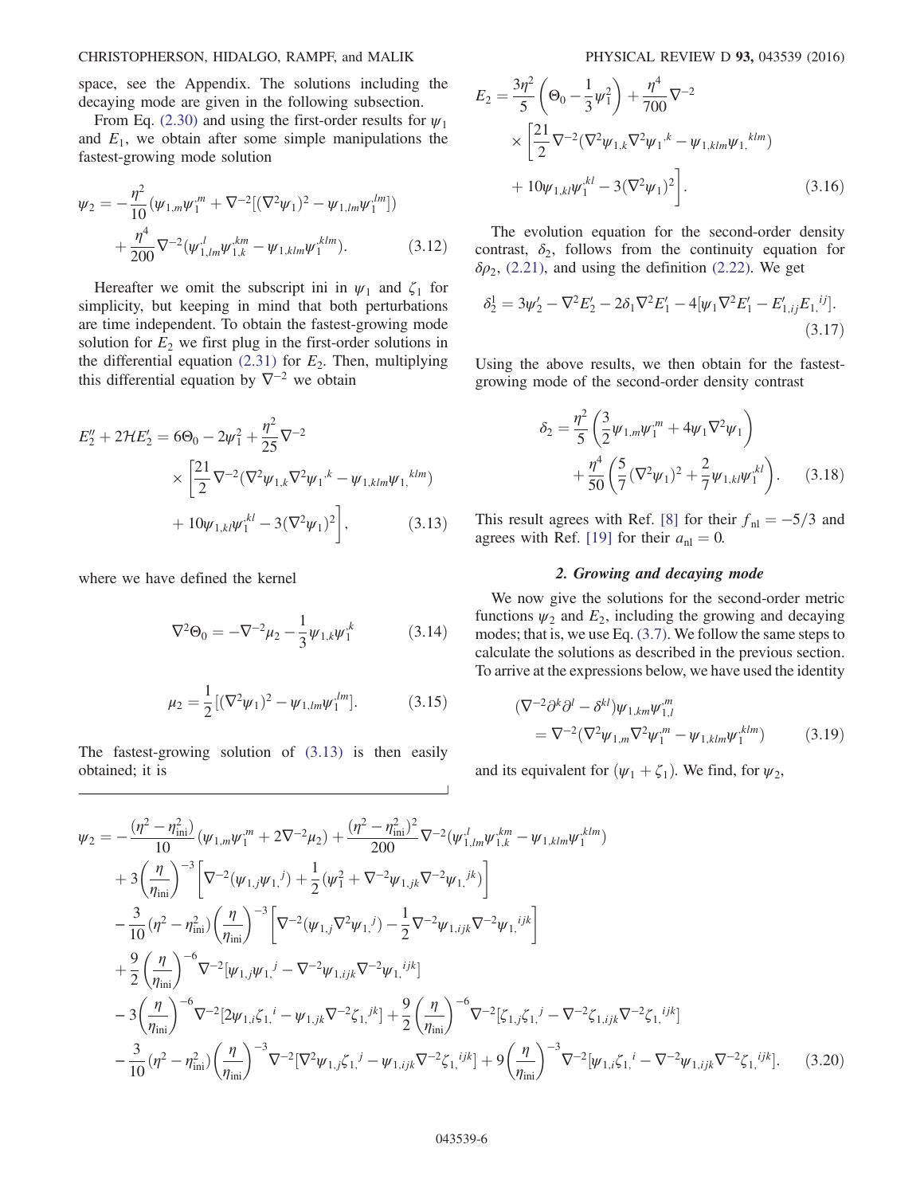space, see the Appendix. The solutions including the decaying mode are given in the following subsection.

From Eq. (2.30) and using the first-order results for $\psi_1$ and $E_1$, we obtain after some simple manipulations the fastest-growing mode solution

$$\psi_2 = -\frac{\eta^2}{10}\left(\psi_{1,m}\psi_1^{,m} + \nabla^{-2}[(\nabla^2\psi_1)^2 - \psi_{1,lm}\psi_1^{,lm}]\right) + \frac{\eta^4}{200}\nabla^{-2}(\psi_{1,lm}^{,l}\psi_{1,k}^{,km} - \psi_{1,klm}\psi_1^{,klm}). \tag{3.12}$$

Hereafter we omit the subscript ini in $\psi_1$ and $\zeta_1$ for simplicity, but keeping in mind that both perturbations are time independent. To obtain the fastest-growing mode solution for $E_2$ we first plug in the first-order solutions in the differential equation (2.31) for $E_2$. Then, multiplying this differential equation by $\nabla^{-2}$ we obtain

$$E_2'' + 2\mathcal{H}E_2' = 6\Theta_0 - 2\psi_1^2 + \frac{\eta^2}{25}\nabla^{-2}\left[\frac{21}{2}\nabla^{-2}(\nabla^2\psi_{1,k}\nabla^2\psi_1^{,k} - \psi_{1,klm}\psi_{1,}^{\ klm}) + 10\psi_{1,kl}\psi_1^{,kl} - 3(\nabla^2\psi_1)^2\right], \tag{3.13}$$

where we have defined the kernel

$$\nabla^2\Theta_0 = -\nabla^{-2}\mu_2 - \frac{1}{3}\psi_{1,k}\psi_1^{,k} \tag{3.14}$$

$$\mu_2 = \frac{1}{2}[(\nabla^2\psi_1)^2 - \psi_{1,lm}\psi_1^{,lm}]. \tag{3.15}$$

The fastest-growing solution of (3.13) is then easily obtained; it is

$$E_2 = \frac{3\eta^2}{5}\left(\Theta_0 - \frac{1}{3}\psi_1^2\right) + \frac{\eta^4}{700}\nabla^{-2}\left[\frac{21}{2}\nabla^{-2}(\nabla^2\psi_{1,k}\nabla^2\psi_1^{,k} - \psi_{1,klm}\psi_{1,}^{\ klm}) + 10\psi_{1,kl}\psi_1^{,kl} - 3(\nabla^2\psi_1)^2\right]. \tag{3.16}$$

The evolution equation for the second-order density contrast, $\delta_2$, follows from the continuity equation for $\delta\rho_2$, (2.21), and using the definition (2.22). We get

$$\delta_2^1 = 3\psi_2' - \nabla^2E_2' - 2\delta_1\nabla^2E_1' - 4[\psi_1\nabla^2E_1' - E_{1,ij}'E_{1,}^{\ ij}]. \tag{3.17}$$

Using the above results, we then obtain for the fastest-growing mode of the second-order density contrast

$$\delta_2 = \frac{\eta^2}{5}\left(\frac{3}{2}\psi_{1,m}\psi_1^{,m} + 4\psi_1\nabla^2\psi_1\right) + \frac{\eta^4}{50}\left(\frac{5}{7}(\nabla^2\psi_1)^2 + \frac{2}{7}\psi_{1,kl}\psi_1^{,kl}\right). \tag{3.18}$$

This result agrees with Ref. [8] for their $f_{\rm nl} = -5/3$ and agrees with Ref. [19] for their $a_{\rm nl} = 0$.

### 2. Growing and decaying mode

We now give the solutions for the second-order metric functions $\psi_2$ and $E_2$, including the growing and decaying modes; that is, we use Eq. (3.7). We follow the same steps to calculate the solutions as described in the previous section. To arrive at the expressions below, we have used the identity

$$(\nabla^{-2}\partial^k\partial^l - \delta^{kl})\psi_{1,km}\psi_{1,l}^{,m} = \nabla^{-2}(\nabla^2\psi_{1,m}\nabla^2\psi_1^{,m} - \psi_{1,klm}\psi_1^{,klm}) \tag{3.19}$$

and its equivalent for $(\psi_1 + \zeta_1)$. We find, for $\psi_2$,

$$\begin{aligned}
\psi_2 = &-\frac{(\eta^2-\eta_{\rm ini}^2)}{10}(\psi_{1,m}\psi_1^{,m} + 2\nabla^{-2}\mu_2) + \frac{(\eta^2-\eta_{\rm ini}^2)^2}{200}\nabla^{-2}(\psi_{1,lm}^{,l}\psi_{1,k}^{,km} - \psi_{1,klm}\psi_1^{,klm}) \\
&+ 3\left(\frac{\eta}{\eta_{\rm ini}}\right)^{-3}\left[\nabla^{-2}(\psi_{1,j}\psi_{1,}^{\ j}) + \frac{1}{2}(\psi_1^2 + \nabla^{-2}\psi_{1,jk}\nabla^{-2}\psi_{1,}^{\ jk})\right] \\
&- \frac{3}{10}(\eta^2-\eta_{\rm ini}^2)\left(\frac{\eta}{\eta_{\rm ini}}\right)^{-3}\left[\nabla^{-2}(\psi_{1,j}\nabla^2\psi_{1,}^{\ j}) - \frac{1}{2}\nabla^{-2}\psi_{1,ijk}\nabla^{-2}\psi_{1,}^{\ ijk}\right] \\
&+ \frac{9}{2}\left(\frac{\eta}{\eta_{\rm ini}}\right)^{-6}\nabla^{-2}[\psi_{1,j}\psi_{1,}^{\ j} - \nabla^{-2}\psi_{1,ijk}\nabla^{-2}\psi_{1,}^{\ ijk}] \\
&- 3\left(\frac{\eta}{\eta_{\rm ini}}\right)^{-6}\nabla^{-2}[2\psi_{1,i}\zeta_{1,}^{\ i} - \psi_{1,jk}\nabla^{-2}\zeta_{1,}^{\ jk}] + \frac{9}{2}\left(\frac{\eta}{\eta_{\rm ini}}\right)^{-6}\nabla^{-2}[\zeta_{1,j}\zeta_{1,}^{\ j} - \nabla^{-2}\zeta_{1,ijk}\nabla^{-2}\zeta_{1,}^{\ ijk}] \\
&- \frac{3}{10}(\eta^2-\eta_{\rm ini}^2)\left(\frac{\eta}{\eta_{\rm ini}}\right)^{-3}\nabla^{-2}[\nabla^2\psi_{1,j}\zeta_{1,}^{\ j} - \psi_{1,ijk}\nabla^{-2}\zeta_{1,}^{\ ijk}] + 9\left(\frac{\eta}{\eta_{\rm ini}}\right)^{-3}\nabla^{-2}[\psi_{1,i}\zeta_{1,}^{\ i} - \nabla^{-2}\psi_{1,ijk}\nabla^{-2}\zeta_{1,}^{\ ijk}].
\end{aligned} \tag{3.20}$$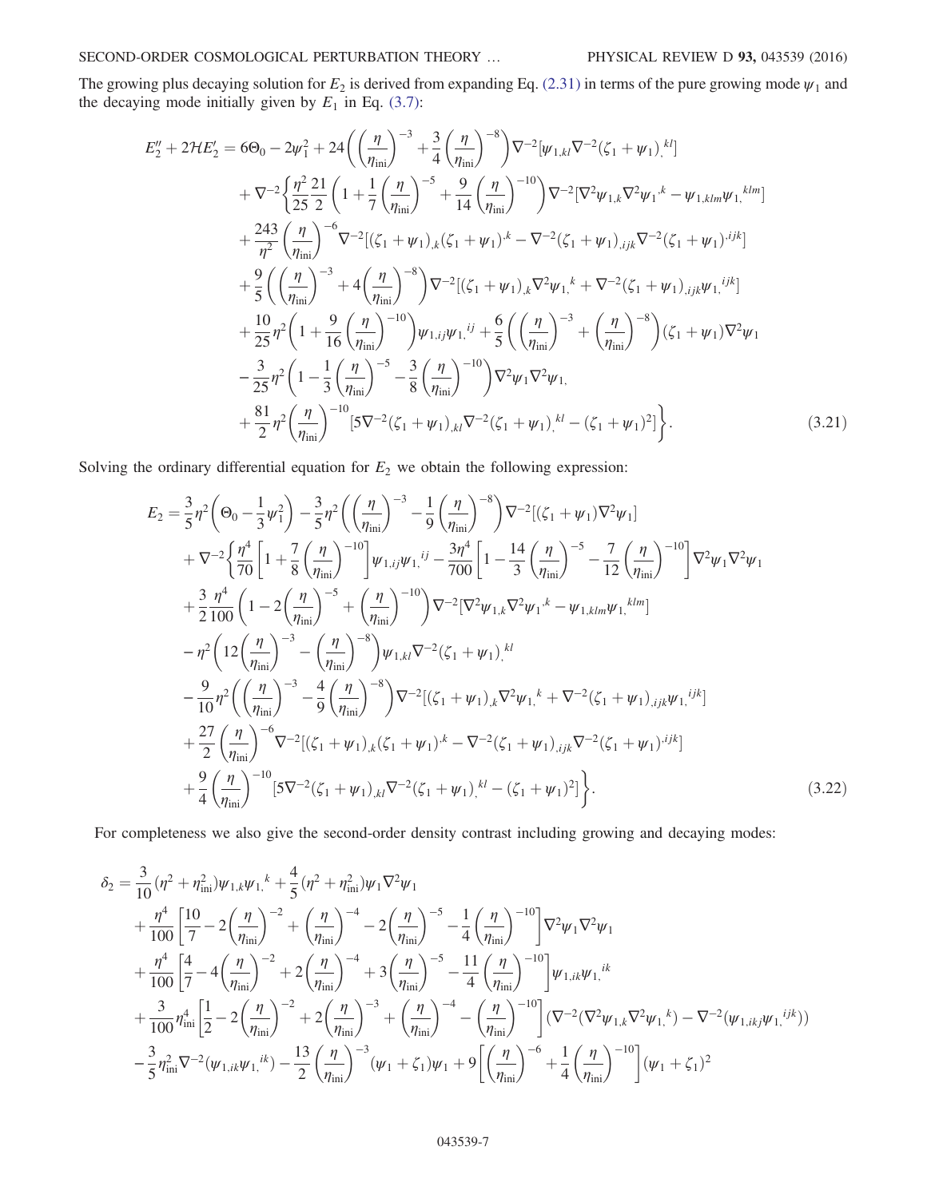The growing plus decaying solution for $E_2$ is derived from expanding Eq. (2.31) in terms of the pure growing mode $\psi_1$ and the decaying mode initially given by $E_1$ in Eq. (3.7):

$$
\begin{aligned}
E_2'' + 2\mathcal{H}E_2' = {} & 6\Theta_0 - 2\psi_1^2 + 24\left(\left(\frac{\eta}{\eta_{\rm ini}}\right)^{-3} + \frac{3}{4}\left(\frac{\eta}{\eta_{\rm ini}}\right)^{-8}\right)\nabla^{-2}[\psi_{1,kl}\nabla^{-2}(\zeta_1+\psi_1)_{,}{}^{kl}] \\
& + \nabla^{-2}\Bigg\{\frac{\eta^2}{25}\frac{21}{2}\left(1 + \frac{1}{7}\left(\frac{\eta}{\eta_{\rm ini}}\right)^{-5} + \frac{9}{14}\left(\frac{\eta}{\eta_{\rm ini}}\right)^{-10}\right)\nabla^{-2}[\nabla^2\psi_{1,k}\nabla^2\psi_1{}^{,k} - \psi_{1,klm}\psi_{1,}{}^{klm}] \\
& + \frac{243}{\eta^2}\left(\frac{\eta}{\eta_{\rm ini}}\right)^{-6}\nabla^{-2}[(\zeta_1+\psi_1)_{,k}(\zeta_1+\psi_1)^{,k} - \nabla^{-2}(\zeta_1+\psi_1)_{,ijk}\nabla^{-2}(\zeta_1+\psi_1)^{,ijk}] \\
& + \frac{9}{5}\left(\left(\frac{\eta}{\eta_{\rm ini}}\right)^{-3} + 4\left(\frac{\eta}{\eta_{\rm ini}}\right)^{-8}\right)\nabla^{-2}[(\zeta_1+\psi_1)_{,k}\nabla^2\psi_{1,}{}^{k} + \nabla^{-2}(\zeta_1+\psi_1)_{,ijk}\psi_{1,}{}^{ijk}] \\
& + \frac{10}{25}\eta^2\left(1 + \frac{9}{16}\left(\frac{\eta}{\eta_{\rm ini}}\right)^{-10}\right)\psi_{1,ij}\psi_{1,}{}^{ij} + \frac{6}{5}\left(\left(\frac{\eta}{\eta_{\rm ini}}\right)^{-3} + \left(\frac{\eta}{\eta_{\rm ini}}\right)^{-8}\right)(\zeta_1+\psi_1)\nabla^2\psi_1 \\
& - \frac{3}{25}\eta^2\left(1 - \frac{1}{3}\left(\frac{\eta}{\eta_{\rm ini}}\right)^{-5} - \frac{3}{8}\left(\frac{\eta}{\eta_{\rm ini}}\right)^{-10}\right)\nabla^2\psi_1\nabla^2\psi_1, \\
& + \frac{81}{2}\eta^2\left(\frac{\eta}{\eta_{\rm ini}}\right)^{-10}[5\nabla^{-2}(\zeta_1+\psi_1)_{,kl}\nabla^{-2}(\zeta_1+\psi_1)_{,}{}^{kl} - (\zeta_1+\psi_1)^2]\Bigg\}.
\end{aligned}
\tag{3.21}
$$

Solving the ordinary differential equation for $E_2$ we obtain the following expression:

$$
\begin{aligned}
E_2 = {} & \frac{3}{5}\eta^2\left(\Theta_0 - \frac{1}{3}\psi_1^2\right) - \frac{3}{5}\eta^2\left(\left(\frac{\eta}{\eta_{\rm ini}}\right)^{-3} - \frac{1}{9}\left(\frac{\eta}{\eta_{\rm ini}}\right)^{-8}\right)\nabla^{-2}[(\zeta_1+\psi_1)\nabla^2\psi_1] \\
& + \nabla^{-2}\Bigg\{\frac{\eta^4}{70}\left[1 + \frac{7}{8}\left(\frac{\eta}{\eta_{\rm ini}}\right)^{-10}\right]\psi_{1,ij}\psi_{1,}{}^{ij} - \frac{3\eta^4}{700}\left[1 - \frac{14}{3}\left(\frac{\eta}{\eta_{\rm ini}}\right)^{-5} - \frac{7}{12}\left(\frac{\eta}{\eta_{\rm ini}}\right)^{-10}\right]\nabla^2\psi_1\nabla^2\psi_1 \\
& + \frac{3}{2}\frac{\eta^4}{100}\left(1 - 2\left(\frac{\eta}{\eta_{\rm ini}}\right)^{-5} + \left(\frac{\eta}{\eta_{\rm ini}}\right)^{-10}\right)\nabla^{-2}[\nabla^2\psi_{1,k}\nabla^2\psi_1{}^{,k} - \psi_{1,klm}\psi_{1,}{}^{klm}] \\
& - \eta^2\left(12\left(\frac{\eta}{\eta_{\rm ini}}\right)^{-3} - \left(\frac{\eta}{\eta_{\rm ini}}\right)^{-8}\right)\psi_{1,kl}\nabla^{-2}(\zeta_1+\psi_1)_{,}{}^{kl} \\
& - \frac{9}{10}\eta^2\left(\left(\frac{\eta}{\eta_{\rm ini}}\right)^{-3} - \frac{4}{9}\left(\frac{\eta}{\eta_{\rm ini}}\right)^{-8}\right)\nabla^{-2}[(\zeta_1+\psi_1)_{,k}\nabla^2\psi_{1,}{}^{k} + \nabla^{-2}(\zeta_1+\psi_1)_{,ijk}\psi_{1,}{}^{ijk}] \\
& + \frac{27}{2}\left(\frac{\eta}{\eta_{\rm ini}}\right)^{-6}\nabla^{-2}[(\zeta_1+\psi_1)_{,k}(\zeta_1+\psi_1)^{,k} - \nabla^{-2}(\zeta_1+\psi_1)_{,ijk}\nabla^{-2}(\zeta_1+\psi_1)^{,ijk}] \\
& + \frac{9}{4}\left(\frac{\eta}{\eta_{\rm ini}}\right)^{-10}[5\nabla^{-2}(\zeta_1+\psi_1)_{,kl}\nabla^{-2}(\zeta_1+\psi_1)_{,}{}^{kl} - (\zeta_1+\psi_1)^2]\Bigg\}.
\end{aligned}
\tag{3.22}
$$

For completeness we also give the second-order density contrast including growing and decaying modes:

$$
\begin{aligned}
\delta_2 = {} & \frac{3}{10}(\eta^2 + \eta_{\rm ini}^2)\psi_{1,k}\psi_{1,}{}^{k} + \frac{4}{5}(\eta^2 + \eta_{\rm ini}^2)\psi_1\nabla^2\psi_1 \\
& + \frac{\eta^4}{100}\left[\frac{10}{7} - 2\left(\frac{\eta}{\eta_{\rm ini}}\right)^{-2} + \left(\frac{\eta}{\eta_{\rm ini}}\right)^{-4} - 2\left(\frac{\eta}{\eta_{\rm ini}}\right)^{-5} - \frac{1}{4}\left(\frac{\eta}{\eta_{\rm ini}}\right)^{-10}\right]\nabla^2\psi_1\nabla^2\psi_1 \\
& + \frac{\eta^4}{100}\left[\frac{4}{7} - 4\left(\frac{\eta}{\eta_{\rm ini}}\right)^{-2} + 2\left(\frac{\eta}{\eta_{\rm ini}}\right)^{-4} + 3\left(\frac{\eta}{\eta_{\rm ini}}\right)^{-5} - \frac{11}{4}\left(\frac{\eta}{\eta_{\rm ini}}\right)^{-10}\right]\psi_{1,ik}\psi_{1,}{}^{ik} \\
& + \frac{3}{100}\eta_{\rm ini}^4\left[\frac{1}{2} - 2\left(\frac{\eta}{\eta_{\rm ini}}\right)^{-2} + 2\left(\frac{\eta}{\eta_{\rm ini}}\right)^{-3} + \left(\frac{\eta}{\eta_{\rm ini}}\right)^{-4} - \left(\frac{\eta}{\eta_{\rm ini}}\right)^{-10}\right](\nabla^{-2}(\nabla^2\psi_{1,k}\nabla^2\psi_{1,}{}^{k}) - \nabla^{-2}(\psi_{1,ikj}\psi_{1,}{}^{ijk})) \\
& - \frac{3}{5}\eta_{\rm ini}^2\nabla^{-2}(\psi_{1,ik}\psi_{1,}{}^{ik}) - \frac{13}{2}\left(\frac{\eta}{\eta_{\rm ini}}\right)^{-3}(\psi_1+\zeta_1)\psi_1 + 9\left[\left(\frac{\eta}{\eta_{\rm ini}}\right)^{-6} + \frac{1}{4}\left(\frac{\eta}{\eta_{\rm ini}}\right)^{-10}\right](\psi_1+\zeta_1)^2
\end{aligned}
$$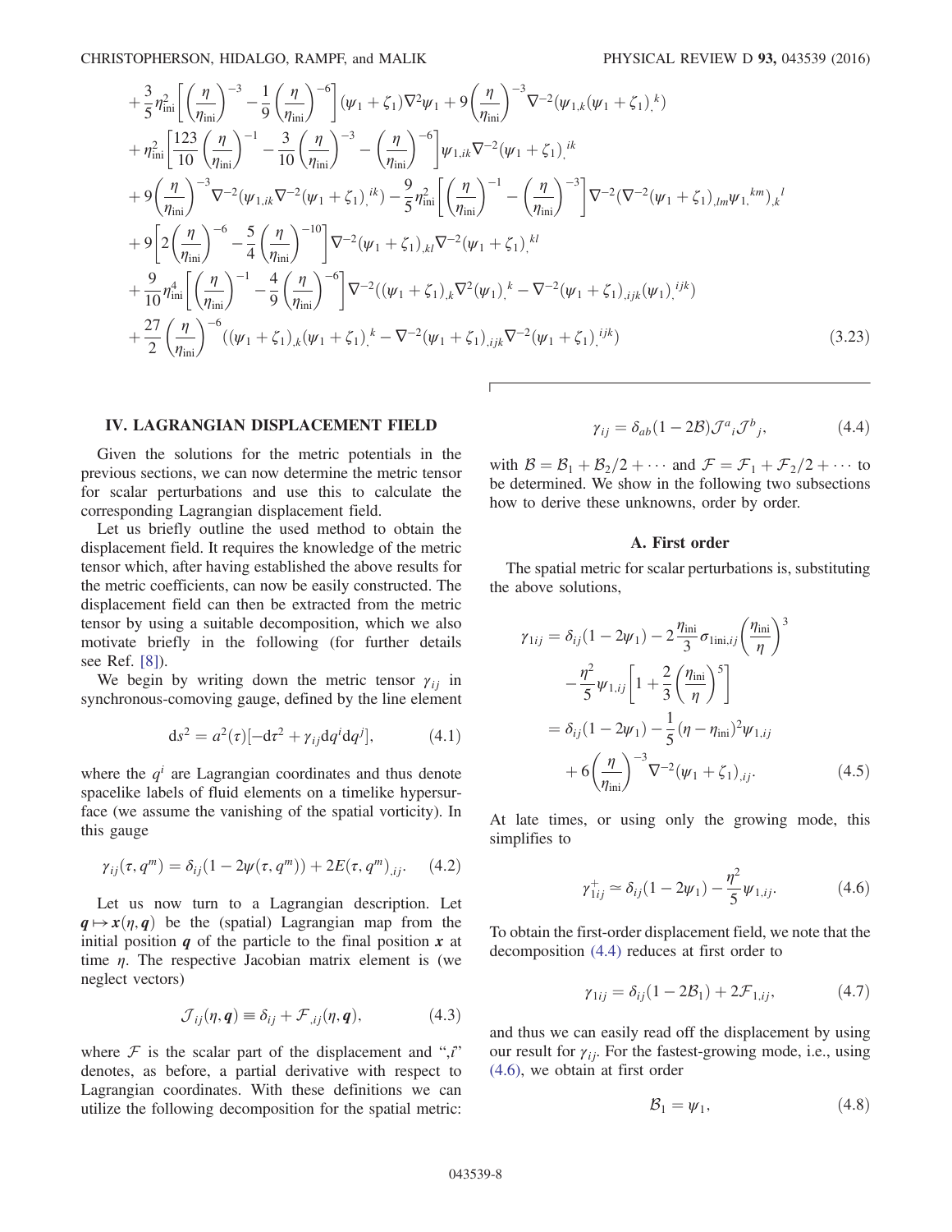$$
\begin{aligned}
&+\frac{3}{5}\eta_{\rm ini}^2\left[\left(\frac{\eta}{\eta_{\rm ini}}\right)^{-3}-\frac{1}{9}\left(\frac{\eta}{\eta_{\rm ini}}\right)^{-6}\right](\psi_1+\zeta_1)\nabla^2\psi_1+9\left(\frac{\eta}{\eta_{\rm ini}}\right)^{-3}\nabla^{-2}(\psi_{1,k}(\psi_1+\zeta_1)_{,}{}^{k})\\
&+\eta_{\rm ini}^2\left[\frac{123}{10}\left(\frac{\eta}{\eta_{\rm ini}}\right)^{-1}-\frac{3}{10}\left(\frac{\eta}{\eta_{\rm ini}}\right)^{-3}-\left(\frac{\eta}{\eta_{\rm ini}}\right)^{-6}\right]\psi_{1,ik}\nabla^{-2}(\psi_1+\zeta_1)_{,}{}^{ik}\\
&+9\left(\frac{\eta}{\eta_{\rm ini}}\right)^{-3}\nabla^{-2}(\psi_{1,ik}\nabla^{-2}(\psi_1+\zeta_1)_{,}{}^{ik})-\frac{9}{5}\eta_{\rm ini}^2\left[\left(\frac{\eta}{\eta_{\rm ini}}\right)^{-1}-\left(\frac{\eta}{\eta_{\rm ini}}\right)^{-3}\right]\nabla^{-2}(\nabla^{-2}(\psi_1+\zeta_1)_{,lm}\psi_{1,}{}^{km})_{,k}{}^{l}\\
&+9\left[2\left(\frac{\eta}{\eta_{\rm ini}}\right)^{-6}-\frac{5}{4}\left(\frac{\eta}{\eta_{\rm ini}}\right)^{-10}\right]\nabla^{-2}(\psi_1+\zeta_1)_{,kl}\nabla^{-2}(\psi_1+\zeta_1)_{,}{}^{kl}\\
&+\frac{9}{10}\eta_{\rm ini}^4\left[\left(\frac{\eta}{\eta_{\rm ini}}\right)^{-1}-\frac{4}{9}\left(\frac{\eta}{\eta_{\rm ini}}\right)^{-6}\right]\nabla^{-2}((\psi_1+\zeta_1)_{,k}\nabla^2(\psi_1)_{,}{}^{k}-\nabla^{-2}(\psi_1+\zeta_1)_{,ijk}(\psi_1)_{,}{}^{ijk})\\
&+\frac{27}{2}\left(\frac{\eta}{\eta_{\rm ini}}\right)^{-6}((\psi_1+\zeta_1)_{,k}(\psi_1+\zeta_1)_{,}{}^{k}-\nabla^{-2}(\psi_1+\zeta_1)_{,ijk}\nabla^{-2}(\psi_1+\zeta_1)_{,}{}^{ijk})
\end{aligned}
\tag{3.23}
$$

## IV. LAGRANGIAN DISPLACEMENT FIELD

Given the solutions for the metric potentials in the previous sections, we can now determine the metric tensor for scalar perturbations and use this to calculate the corresponding Lagrangian displacement field.

Let us briefly outline the used method to obtain the displacement field. It requires the knowledge of the metric tensor which, after having established the above results for the metric coefficients, can now be easily constructed. The displacement field can then be extracted from the metric tensor by using a suitable decomposition, which we also motivate briefly in the following (for further details see Ref. [8]).

We begin by writing down the metric tensor $\gamma_{ij}$ in synchronous-comoving gauge, defined by the line element

$$
\mathrm{d}s^2 = a^2(\tau)[-\mathrm{d}\tau^2+\gamma_{ij}\mathrm{d}q^i\mathrm{d}q^j], \tag{4.1}
$$

where the $q^i$ are Lagrangian coordinates and thus denote spacelike labels of fluid elements on a timelike hypersurface (we assume the vanishing of the spatial vorticity). In this gauge

$$
\gamma_{ij}(\tau,q^m)=\delta_{ij}(1-2\psi(\tau,q^m))+2E(\tau,q^m)_{,ij}. \tag{4.2}
$$

Let us now turn to a Lagrangian description. Let $\boldsymbol{q}\mapsto \boldsymbol{x}(\eta,\boldsymbol{q})$ be the (spatial) Lagrangian map from the initial position $\boldsymbol{q}$ of the particle to the final position $\boldsymbol{x}$ at time $\eta$. The respective Jacobian matrix element is (we neglect vectors)

$$
\mathcal{J}_{ij}(\eta,\boldsymbol{q})\equiv\delta_{ij}+\mathcal{F}_{,ij}(\eta,\boldsymbol{q}), \tag{4.3}
$$

where $\mathcal{F}$ is the scalar part of the displacement and "$,i$" denotes, as before, a partial derivative with respect to Lagrangian coordinates. With these definitions we can utilize the following decomposition for the spatial metric:

$$
\gamma_{ij}=\delta_{ab}(1-2\mathcal{B})\mathcal{J}^a{}_i\mathcal{J}^b{}_j, \tag{4.4}
$$

with $\mathcal{B}=\mathcal{B}_1+\mathcal{B}_2/2+\cdots$ and $\mathcal{F}=\mathcal{F}_1+\mathcal{F}_2/2+\cdots$ to be determined. We show in the following two subsections how to derive these unknowns, order by order.

### A. First order

The spatial metric for scalar perturbations is, substituting the above solutions,

$$
\begin{aligned}
\gamma_{1ij}&=\delta_{ij}(1-2\psi_1)-2\frac{\eta_{\rm ini}}{3}\sigma_{1{\rm ini},ij}\left(\frac{\eta_{\rm ini}}{\eta}\right)^3\\
&\quad-\frac{\eta^2}{5}\psi_{1,ij}\left[1+\frac{2}{3}\left(\frac{\eta_{\rm ini}}{\eta}\right)^5\right]\\
&=\delta_{ij}(1-2\psi_1)-\frac{1}{5}(\eta-\eta_{\rm ini})^2\psi_{1,ij}\\
&\quad+6\left(\frac{\eta}{\eta_{\rm ini}}\right)^{-3}\nabla^{-2}(\psi_1+\zeta_1)_{,ij}.
\end{aligned}
\tag{4.5}
$$

At late times, or using only the growing mode, this simplifies to

$$
\gamma^{+}_{1ij}\simeq\delta_{ij}(1-2\psi_1)-\frac{\eta^2}{5}\psi_{1,ij}. \tag{4.6}
$$

To obtain the first-order displacement field, we note that the decomposition (4.4) reduces at first order to

$$
\gamma_{1ij}=\delta_{ij}(1-2\mathcal{B}_1)+2\mathcal{F}_{1,ij}, \tag{4.7}
$$

and thus we can easily read off the displacement by using our result for $\gamma_{ij}$. For the fastest-growing mode, i.e., using (4.6), we obtain at first order

$$
\mathcal{B}_1=\psi_1, \tag{4.8}
$$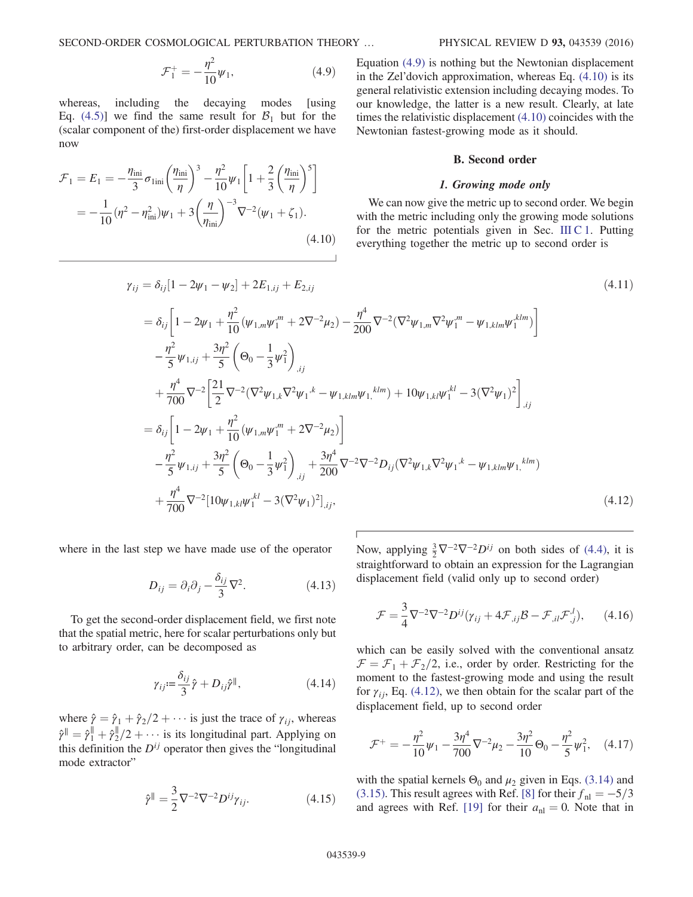$$\mathcal{F}_1^+ = -\frac{\eta^2}{10}\psi_1, \tag{4.9}$$

whereas, including the decaying modes [using Eq. (4.5)] we find the same result for $\mathcal{B}_1$ but for the (scalar component of the) first-order displacement we have now

$$\begin{aligned}\mathcal{F}_1 = E_1 &= -\frac{\eta_{\rm ini}}{3}\sigma_{1{\rm ini}}\left(\frac{\eta_{\rm ini}}{\eta}\right)^3 - \frac{\eta^2}{10}\psi_1\left[1+\frac{2}{3}\left(\frac{\eta_{\rm ini}}{\eta}\right)^5\right] \\ &= -\frac{1}{10}(\eta^2-\eta_{\rm ini}^2)\psi_1 + 3\left(\frac{\eta}{\eta_{\rm ini}}\right)^{-3}\nabla^{-2}(\psi_1+\zeta_1).\end{aligned} \tag{4.10}$$

Equation (4.9) is nothing but the Newtonian displacement in the Zel'dovich approximation, whereas Eq. (4.10) is its general relativistic extension including decaying modes. To our knowledge, the latter is a new result. Clearly, at late times the relativistic displacement (4.10) coincides with the Newtonian fastest-growing mode as it should.

### B. Second order

#### 1. Growing mode only

We can now give the metric up to second order. We begin with the metric including only the growing mode solutions for the metric potentials given in Sec. III C 1. Putting everything together the metric up to second order is

$$\gamma_{ij} = \delta_{ij}[1-2\psi_1-\psi_2] + 2E_{1,ij} + E_{2,ij} \tag{4.11}$$

$$\begin{aligned}
&= \delta_{ij}\left[1-2\psi_1+\frac{\eta^2}{10}(\psi_{1,m}\psi_1^{,m}+2\nabla^{-2}\mu_2) - \frac{\eta^4}{200}\nabla^{-2}(\nabla^2\psi_{1,m}\nabla^2\psi_1^{,m}-\psi_{1,klm}\psi_1^{,klm})\right] \\
&\quad -\frac{\eta^2}{5}\psi_{1,ij} + \frac{3\eta^2}{5}\left(\Theta_0-\frac{1}{3}\psi_1^2\right)_{,ij} \\
&\quad +\frac{\eta^4}{700}\nabla^{-2}\left[\frac{21}{2}\nabla^{-2}(\nabla^2\psi_{1,k}\nabla^2\psi_1^{,k}-\psi_{1,klm}\psi_{1,}^{\ klm}) + 10\psi_{1,kl}\psi_1^{,kl} - 3(\nabla^2\psi_1)^2\right]_{,ij} \\
&= \delta_{ij}\left[1-2\psi_1+\frac{\eta^2}{10}(\psi_{1,m}\psi_1^{,m}+2\nabla^{-2}\mu_2)\right] \\
&\quad -\frac{\eta^2}{5}\psi_{1,ij} + \frac{3\eta^2}{5}\left(\Theta_0-\frac{1}{3}\psi_1^2\right)_{,ij} + \frac{3\eta^4}{200}\nabla^{-2}\nabla^{-2}D_{ij}(\nabla^2\psi_{1,k}\nabla^2\psi_1^{,k}-\psi_{1,klm}\psi_{1,}^{\ klm}) \\
&\quad +\frac{\eta^4}{700}\nabla^{-2}[10\psi_{1,kl}\psi_1^{,kl}-3(\nabla^2\psi_1)^2]_{,ij},
\end{aligned} \tag{4.12}$$

where in the last step we have made use of the operator

$$D_{ij} = \partial_i\partial_j - \frac{\delta_{ij}}{3}\nabla^2. \tag{4.13}$$

To get the second-order displacement field, we first note that the spatial metric, here for scalar perturbations only but to arbitrary order, can be decomposed as

$$\gamma_{ij} := \frac{\delta_{ij}}{3}\hat{\gamma} + D_{ij}\hat{\gamma}^{\parallel}, \tag{4.14}$$

where $\hat{\gamma} = \hat{\gamma}_1 + \hat{\gamma}_2/2 + \cdots$ is just the trace of $\gamma_{ij}$, whereas $\hat{\gamma}^{\parallel} = \hat{\gamma}_1^{\parallel} + \hat{\gamma}_2^{\parallel}/2 + \cdots$ is its longitudinal part. Applying on this definition the $D^{ij}$ operator then gives the "longitudinal mode extractor"

$$\hat{\gamma}^{\parallel} = \frac{3}{2}\nabla^{-2}\nabla^{-2}D^{ij}\gamma_{ij}. \tag{4.15}$$

Now, applying $\frac{3}{2}\nabla^{-2}\nabla^{-2}D^{ij}$ on both sides of (4.4), it is straightforward to obtain an expression for the Lagrangian displacement field (valid only up to second order)

$$\mathcal{F} = \frac{3}{4}\nabla^{-2}\nabla^{-2}D^{ij}(\gamma_{ij} + 4\mathcal{F}_{,ij}\mathcal{B} - \mathcal{F}_{,il}\mathcal{F}_{,j}^{,l}), \tag{4.16}$$

which can be easily solved with the conventional ansatz $\mathcal{F} = \mathcal{F}_1 + \mathcal{F}_2/2$, i.e., order by order. Restricting for the moment to the fastest-growing mode and using the result for $\gamma_{ij}$, Eq. (4.12), we then obtain for the scalar part of the displacement field, up to second order

$$\mathcal{F}^+ = -\frac{\eta^2}{10}\psi_1 - \frac{3\eta^4}{700}\nabla^{-2}\mu_2 - \frac{3\eta^2}{10}\Theta_0 - \frac{\eta^2}{5}\psi_1^2, \tag{4.17}$$

with the spatial kernels $\Theta_0$ and $\mu_2$ given in Eqs. (3.14) and (3.15). This result agrees with Ref. [8] for their $f_{\rm nl} = -5/3$ and agrees with Ref. [19] for their $a_{\rm nl} = 0$. Note that in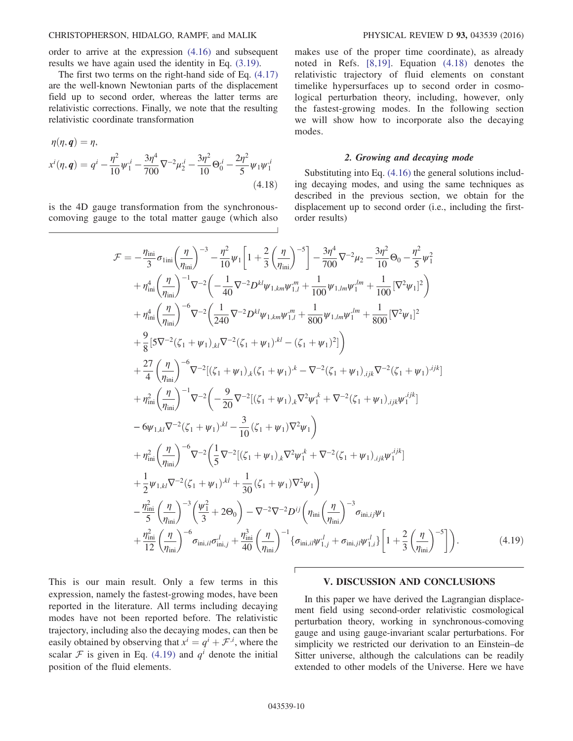order to arrive at the expression (4.16) and subsequent results we have again used the identity in Eq. (3.19).

The first two terms on the right-hand side of Eq. (4.17) are the well-known Newtonian parts of the displacement field up to second order, whereas the latter terms are relativistic corrections. Finally, we note that the resulting relativistic coordinate transformation

$$
\begin{aligned}
&\eta(\eta, \boldsymbol{q}) = \eta, \\
&x^i(\eta, \boldsymbol{q}) = q^i - \frac{\eta^2}{10}\psi_1^{,i} - \frac{3\eta^4}{700}\nabla^{-2}\mu_2^{,i} - \frac{3\eta^2}{10}\Theta_0^{,i} - \frac{2\eta^2}{5}\psi_1\psi_1^{,i}
\end{aligned}
\tag{4.18}
$$

is the 4D gauge transformation from the synchronous-comoving gauge to the total matter gauge (which also makes use of the proper time coordinate), as already noted in Refs. [8,19]. Equation (4.18) denotes the relativistic trajectory of fluid elements on constant timelike hypersurfaces up to second order in cosmological perturbation theory, including, however, only the fastest-growing modes. In the following section we will show how to incorporate also the decaying modes.

### 2. Growing and decaying mode

Substituting into Eq. (4.16) the general solutions including decaying modes, and using the same techniques as described in the previous section, we obtain for the displacement up to second order (i.e., including the first-order results)

$$
\begin{aligned}
\mathcal{F} = &-\frac{\eta_{\rm ini}}{3}\sigma_{1\rm ini}\left(\frac{\eta}{\eta_{\rm ini}}\right)^{-3} - \frac{\eta^2}{10}\psi_1\left[1+\frac{2}{3}\left(\frac{\eta}{\eta_{\rm ini}}\right)^{-5}\right] - \frac{3\eta^4}{700}\nabla^{-2}\mu_2 - \frac{3\eta^2}{10}\Theta_0 - \frac{\eta^2}{5}\psi_1^2 \\
&+\eta_{\rm ini}^4\left(\frac{\eta}{\eta_{\rm ini}}\right)^{-1}\nabla^{-2}\left(-\frac{1}{40}\nabla^{-2}D^{kl}\psi_{1,km}\psi_{1,l}^{,m} + \frac{1}{100}\psi_{1,lm}\psi_1^{,lm} + \frac{1}{100}[\nabla^2\psi_1]^2\right) \\
&+\eta_{\rm ini}^4\left(\frac{\eta}{\eta_{\rm ini}}\right)^{-6}\nabla^{-2}\left(\frac{1}{240}\nabla^{-2}D^{kl}\psi_{1,km}\psi_{1,l}^{,m} + \frac{1}{800}\psi_{1,lm}\psi_1^{,lm} + \frac{1}{800}[\nabla^2\psi_1]^2\right. \\
&\left.+\frac{9}{8}[5\nabla^{-2}(\zeta_1+\psi_1)_{,kl}\nabla^{-2}(\zeta_1+\psi_1)^{,kl} - (\zeta_1+\psi_1)^2]\right) \\
&+\frac{27}{4}\left(\frac{\eta}{\eta_{\rm ini}}\right)^{-6}\nabla^{-2}[(\zeta_1+\psi_1)_{,k}(\zeta_1+\psi_1)^{,k} - \nabla^{-2}(\zeta_1+\psi_1)_{,ijk}\nabla^{-2}(\zeta_1+\psi_1)^{,ijk}] \\
&+\eta_{\rm ini}^2\left(\frac{\eta}{\eta_{\rm ini}}\right)^{-1}\nabla^{-2}\left(-\frac{9}{20}\nabla^{-2}[(\zeta_1+\psi_1)_{,k}\nabla^2\psi_1^{,k} + \nabla^{-2}(\zeta_1+\psi_1)_{,ijk}\psi_1^{,ijk}]\right. \\
&\left.-6\psi_{1,kl}\nabla^{-2}(\zeta_1+\psi_1)^{,kl} - \frac{3}{10}(\zeta_1+\psi_1)\nabla^2\psi_1\right) \\
&+\eta_{\rm ini}^2\left(\frac{\eta}{\eta_{\rm ini}}\right)^{-6}\nabla^{-2}\left(\frac{1}{5}\nabla^{-2}[(\zeta_1+\psi_1)_{,k}\nabla^2\psi_1^{,k} + \nabla^{-2}(\zeta_1+\psi_1)_{,ijk}\psi_1^{,ijk}]\right. \\
&\left.+\frac{1}{2}\psi_{1,kl}\nabla^{-2}(\zeta_1+\psi_1)^{,kl} + \frac{1}{30}(\zeta_1+\psi_1)\nabla^2\psi_1\right) \\
&-\frac{\eta_{\rm ini}^2}{5}\left(\frac{\eta}{\eta_{\rm ini}}\right)^{-3}\left(\frac{\psi_1^2}{3}+2\Theta_0\right) - \nabla^{-2}\nabla^{-2}D^{ij}\left(\eta_{\rm ini}\left(\frac{\eta}{\eta_{\rm ini}}\right)^{-3}\sigma_{{\rm ini},ij}\psi_1\right. \\
&\left.+\frac{\eta_{\rm ini}^2}{12}\left(\frac{\eta}{\eta_{\rm ini}}\right)^{-6}\sigma_{{\rm ini},il}\sigma_{{\rm ini},j}^{,l} + \frac{\eta_{\rm ini}^3}{40}\left(\frac{\eta}{\eta_{\rm ini}}\right)^{-1}\{\sigma_{{\rm ini},il}\psi_{1,j}^{,l} + \sigma_{{\rm ini},jl}\psi_{1,i}^{,l}\}\left[1+\frac{2}{3}\left(\frac{\eta}{\eta_{\rm ini}}\right)^{-5}\right]\right).
\end{aligned}
\tag{4.19}
$$

This is our main result. Only a few terms in this expression, namely the fastest-growing modes, have been reported in the literature. All terms including decaying modes have not been reported before. The relativistic trajectory, including also the decaying modes, can then be easily obtained by observing that $x^i = q^i + \mathcal{F}^{,i}$, where the scalar $\mathcal{F}$ is given in Eq. (4.19) and $q^i$ denote the initial position of the fluid elements.

## V. DISCUSSION AND CONCLUSIONS

In this paper we have derived the Lagrangian displacement field using second-order relativistic cosmological perturbation theory, working in synchronous-comoving gauge and using gauge-invariant scalar perturbations. For simplicity we restricted our derivation to an Einstein–de Sitter universe, although the calculations can be readily extended to other models of the Universe. Here we have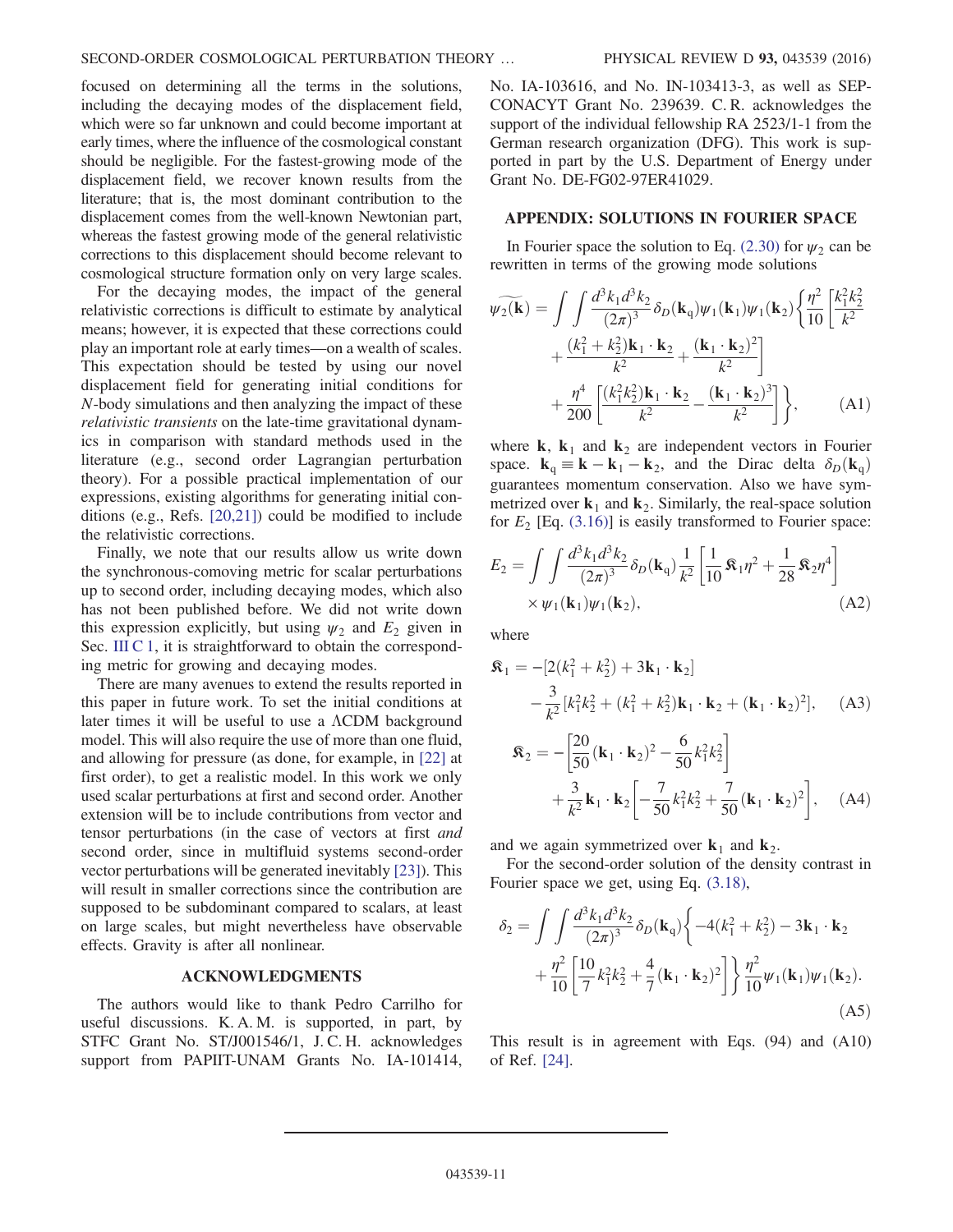focused on determining all the terms in the solutions, including the decaying modes of the displacement field, which were so far unknown and could become important at early times, where the influence of the cosmological constant should be negligible. For the fastest-growing mode of the displacement field, we recover known results from the literature; that is, the most dominant contribution to the displacement comes from the well-known Newtonian part, whereas the fastest growing mode of the general relativistic corrections to this displacement should become relevant to cosmological structure formation only on very large scales.

For the decaying modes, the impact of the general relativistic corrections is difficult to estimate by analytical means; however, it is expected that these corrections could play an important role at early times—on a wealth of scales. This expectation should be tested by using our novel displacement field for generating initial conditions for $N$-body simulations and then analyzing the impact of these *relativistic transients* on the late-time gravitational dynamics in comparison with standard methods used in the literature (e.g., second order Lagrangian perturbation theory). For a possible practical implementation of our expressions, existing algorithms for generating initial conditions (e.g., Refs. [20,21]) could be modified to include the relativistic corrections.

Finally, we note that our results allow us write down the synchronous-comoving metric for scalar perturbations up to second order, including decaying modes, which also has not been published before. We did not write down this expression explicitly, but using $\psi_2$ and $E_2$ given in Sec. III C 1, it is straightforward to obtain the corresponding metric for growing and decaying modes.

There are many avenues to extend the results reported in this paper in future work. To set the initial conditions at later times it will be useful to use a ΛCDM background model. This will also require the use of more than one fluid, and allowing for pressure (as done, for example, in [22] at first order), to get a realistic model. In this work we only used scalar perturbations at first and second order. Another extension will be to include contributions from vector and tensor perturbations (in the case of vectors at first *and* second order, since in multifluid systems second-order vector perturbations will be generated inevitably [23]). This will result in smaller corrections since the contribution are supposed to be subdominant compared to scalars, at least on large scales, but might nevertheless have observable effects. Gravity is after all nonlinear.

## ACKNOWLEDGMENTS

The authors would like to thank Pedro Carrilho for useful discussions. K. A. M. is supported, in part, by STFC Grant No. ST/J001546/1, J. C. H. acknowledges support from PAPIIT-UNAM Grants No. IA-101414, No. IA-103616, and No. IN-103413-3, as well as SEP-CONACYT Grant No. 239639. C. R. acknowledges the support of the individual fellowship RA 2523/1-1 from the German research organization (DFG). This work is supported in part by the U.S. Department of Energy under Grant No. DE-FG02-97ER41029.

## APPENDIX: SOLUTIONS IN FOURIER SPACE

In Fourier space the solution to Eq. (2.30) for $\psi_2$ can be rewritten in terms of the growing mode solutions

$$\widetilde{\psi_2(\mathbf{k})} = \int\int \frac{d^3k_1 d^3k_2}{(2\pi)^3}\delta_D(\mathbf{k}_q)\psi_1(\mathbf{k}_1)\psi_1(\mathbf{k}_2)\left\{\frac{\eta^2}{10}\left[\frac{k_1^2k_2^2}{k^2} + \frac{(k_1^2+k_2^2)\mathbf{k}_1\cdot\mathbf{k}_2}{k^2} + \frac{(\mathbf{k}_1\cdot\mathbf{k}_2)^2}{k^2}\right] + \frac{\eta^4}{200}\left[\frac{(k_1^2k_2^2)\mathbf{k}_1\cdot\mathbf{k}_2}{k^2} - \frac{(\mathbf{k}_1\cdot\mathbf{k}_2)^3}{k^2}\right]\right\}, \tag{A1}$$

where $\mathbf{k}$, $\mathbf{k}_1$ and $\mathbf{k}_2$ are independent vectors in Fourier space. $\mathbf{k}_q \equiv \mathbf{k} - \mathbf{k}_1 - \mathbf{k}_2$, and the Dirac delta $\delta_D(\mathbf{k}_q)$ guarantees momentum conservation. Also we have symmetrized over $\mathbf{k}_1$ and $\mathbf{k}_2$. Similarly, the real-space solution for $E_2$ [Eq. (3.16)] is easily transformed to Fourier space:

$$E_2 = \int\int \frac{d^3k_1 d^3k_2}{(2\pi)^3}\delta_D(\mathbf{k}_q)\frac{1}{k^2}\left[\frac{1}{10}\mathfrak{K}_1\eta^2 + \frac{1}{28}\mathfrak{K}_2\eta^4\right] \times \psi_1(\mathbf{k}_1)\psi_1(\mathbf{k}_2), \tag{A2}$$

where

$$\mathfrak{K}_1 = -[2(k_1^2+k_2^2) + 3\mathbf{k}_1\cdot\mathbf{k}_2] - \frac{3}{k^2}[k_1^2k_2^2 + (k_1^2+k_2^2)\mathbf{k}_1\cdot\mathbf{k}_2 + (\mathbf{k}_1\cdot\mathbf{k}_2)^2], \tag{A3}$$

$$\mathfrak{K}_2 = -\left[\frac{20}{50}(\mathbf{k}_1\cdot\mathbf{k}_2)^2 - \frac{6}{50}k_1^2k_2^2\right] + \frac{3}{k^2}\mathbf{k}_1\cdot\mathbf{k}_2\left[-\frac{7}{50}k_1^2k_2^2 + \frac{7}{50}(\mathbf{k}_1\cdot\mathbf{k}_2)^2\right], \tag{A4}$$

and we again symmetrized over $\mathbf{k}_1$ and $\mathbf{k}_2$.

For the second-order solution of the density contrast in Fourier space we get, using Eq. (3.18),

$$\delta_2 = \int\int \frac{d^3k_1 d^3k_2}{(2\pi)^3}\delta_D(\mathbf{k}_q)\left\{-4(k_1^2+k_2^2) - 3\mathbf{k}_1\cdot\mathbf{k}_2 + \frac{\eta^2}{10}\left[\frac{10}{7}k_1^2k_2^2 + \frac{4}{7}(\mathbf{k}_1\cdot\mathbf{k}_2)^2\right]\right\}\frac{\eta^2}{10}\psi_1(\mathbf{k}_1)\psi_1(\mathbf{k}_2). \tag{A5}$$

This result is in agreement with Eqs. (94) and (A10) of Ref. [24].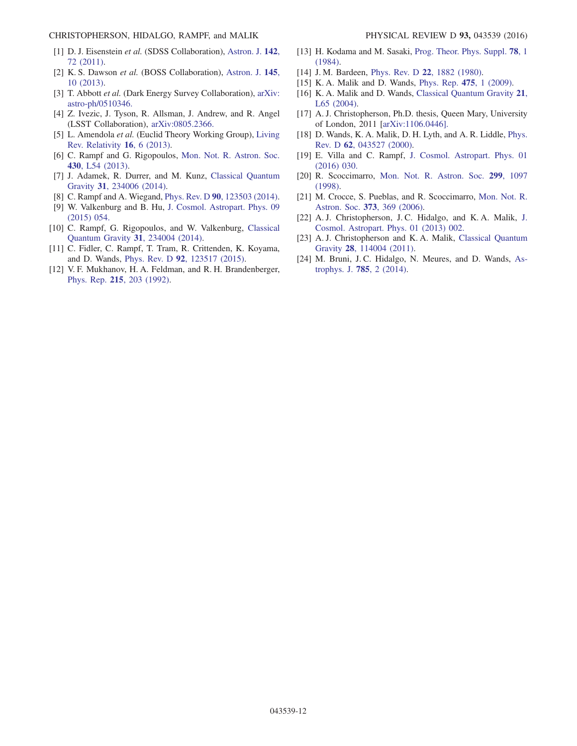[1] D. J. Eisenstein *et al.* (SDSS Collaboration), Astron. J. **142**, 72 (2011).

[2] K. S. Dawson *et al.* (BOSS Collaboration), Astron. J. **145**, 10 (2013).

[3] T. Abbott *et al.* (Dark Energy Survey Collaboration), arXiv: astro-ph/0510346.

[4] Z. Ivezic, J. Tyson, R. Allsman, J. Andrew, and R. Angel (LSST Collaboration), arXiv:0805.2366.

[5] L. Amendola *et al.* (Euclid Theory Working Group), Living Rev. Relativity **16**, 6 (2013).

[6] C. Rampf and G. Rigopoulos, Mon. Not. R. Astron. Soc. **430**, L54 (2013).

[7] J. Adamek, R. Durrer, and M. Kunz, Classical Quantum Gravity **31**, 234006 (2014).

[8] C. Rampf and A. Wiegand, Phys. Rev. D **90**, 123503 (2014).

[9] W. Valkenburg and B. Hu, J. Cosmol. Astropart. Phys. 09 (2015) 054.

[10] C. Rampf, G. Rigopoulos, and W. Valkenburg, Classical Quantum Gravity **31**, 234004 (2014).

[11] C. Fidler, C. Rampf, T. Tram, R. Crittenden, K. Koyama, and D. Wands, Phys. Rev. D **92**, 123517 (2015).

[12] V. F. Mukhanov, H. A. Feldman, and R. H. Brandenberger, Phys. Rep. **215**, 203 (1992).

[13] H. Kodama and M. Sasaki, Prog. Theor. Phys. Suppl. **78**, 1 (1984).

[14] J. M. Bardeen, Phys. Rev. D **22**, 1882 (1980).

[15] K. A. Malik and D. Wands, Phys. Rep. **475**, 1 (2009).

[16] K. A. Malik and D. Wands, Classical Quantum Gravity **21**, L65 (2004).

[17] A. J. Christopherson, Ph.D. thesis, Queen Mary, University of London, 2011 [arXiv:1106.0446].

[18] D. Wands, K. A. Malik, D. H. Lyth, and A. R. Liddle, Phys. Rev. D **62**, 043527 (2000).

[19] E. Villa and C. Rampf, J. Cosmol. Astropart. Phys. 01 (2016) 030.

[20] R. Scoccimarro, Mon. Not. R. Astron. Soc. **299**, 1097 (1998).

[21] M. Crocce, S. Pueblas, and R. Scoccimarro, Mon. Not. R. Astron. Soc. **373**, 369 (2006).

[22] A. J. Christopherson, J. C. Hidalgo, and K. A. Malik, J. Cosmol. Astropart. Phys. 01 (2013) 002.

[23] A. J. Christopherson and K. A. Malik, Classical Quantum Gravity **28**, 114004 (2011).

[24] M. Bruni, J. C. Hidalgo, N. Meures, and D. Wands, Astrophys. J. **785**, 2 (2014).